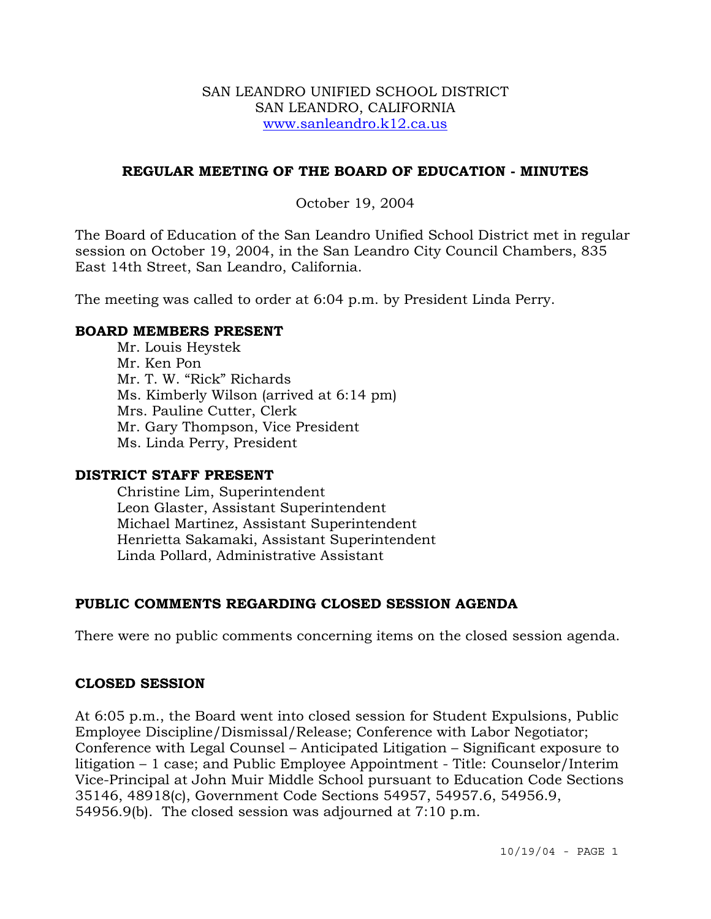SAN LEANDRO UNIFIED SCHOOL DISTRICT
SAN LEANDRO, CALIFORNIA
www.sanleandro.k12.ca.us

## REGULAR MEETING OF THE BOARD OF EDUCATION - MINUTES

October 19, 2004

The Board of Education of the San Leandro Unified School District met in regular session on October 19, 2004, in the San Leandro City Council Chambers, 835 East 14th Street, San Leandro, California.

The meeting was called to order at 6:04 p.m. by President Linda Perry.

### BOARD MEMBERS PRESENT

- Mr. Louis Heystek
- Mr. Ken Pon
- Mr. T. W. "Rick" Richards
- Ms. Kimberly Wilson (arrived at 6:14 pm)
- Mrs. Pauline Cutter, Clerk
- Mr. Gary Thompson, Vice President
- Ms. Linda Perry, President

### DISTRICT STAFF PRESENT

- Christine Lim, Superintendent
- Leon Glaster, Assistant Superintendent
- Michael Martinez, Assistant Superintendent
- Henrietta Sakamaki, Assistant Superintendent
- Linda Pollard, Administrative Assistant

### PUBLIC COMMENTS REGARDING CLOSED SESSION AGENDA

There were no public comments concerning items on the closed session agenda.

### CLOSED SESSION

At 6:05 p.m., the Board went into closed session for Student Expulsions, Public Employee Discipline/Dismissal/Release; Conference with Labor Negotiator; Conference with Legal Counsel – Anticipated Litigation – Significant exposure to litigation – 1 case; and Public Employee Appointment - Title: Counselor/Interim Vice-Principal at John Muir Middle School pursuant to Education Code Sections 35146, 48918(c), Government Code Sections 54957, 54957.6, 54956.9, 54956.9(b). The closed session was adjourned at 7:10 p.m.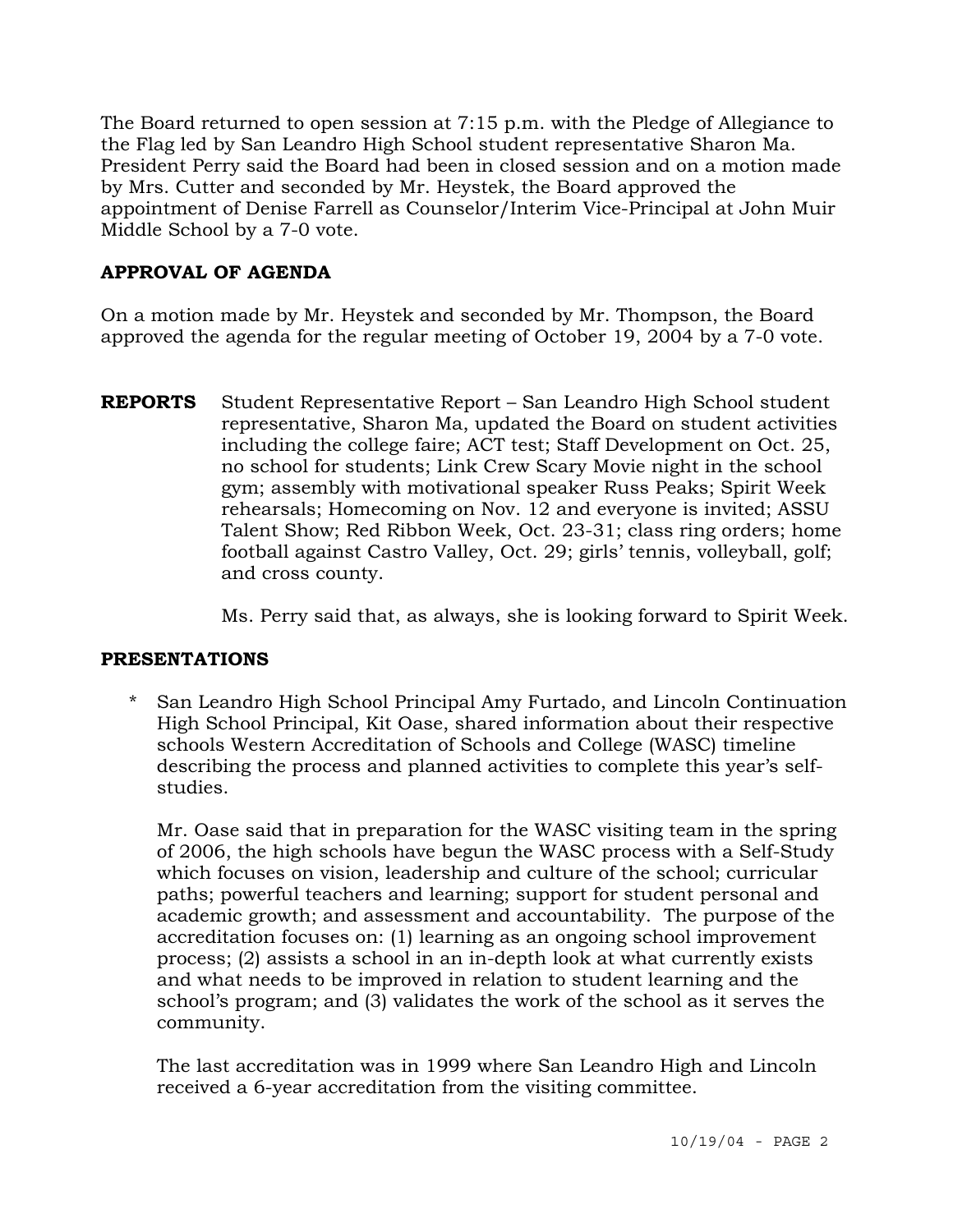The Board returned to open session at 7:15 p.m. with the Pledge of Allegiance to the Flag led by San Leandro High School student representative Sharon Ma. President Perry said the Board had been in closed session and on a motion made by Mrs. Cutter and seconded by Mr. Heystek, the Board approved the appointment of Denise Farrell as Counselor/Interim Vice-Principal at John Muir Middle School by a 7-0 vote.

**APPROVAL OF AGENDA**

On a motion made by Mr. Heystek and seconded by Mr. Thompson, the Board approved the agenda for the regular meeting of October 19, 2004 by a 7-0 vote.

**REPORTS** Student Representative Report – San Leandro High School student representative, Sharon Ma, updated the Board on student activities including the college faire; ACT test; Staff Development on Oct. 25, no school for students; Link Crew Scary Movie night in the school gym; assembly with motivational speaker Russ Peaks; Spirit Week rehearsals; Homecoming on Nov. 12 and everyone is invited; ASSU Talent Show; Red Ribbon Week, Oct. 23-31; class ring orders; home football against Castro Valley, Oct. 29; girls' tennis, volleyball, golf; and cross county.

Ms. Perry said that, as always, she is looking forward to Spirit Week.

**PRESENTATIONS**

* San Leandro High School Principal Amy Furtado, and Lincoln Continuation High School Principal, Kit Oase, shared information about their respective schools Western Accreditation of Schools and College (WASC) timeline describing the process and planned activities to complete this year's self-studies.

  Mr. Oase said that in preparation for the WASC visiting team in the spring of 2006, the high schools have begun the WASC process with a Self-Study which focuses on vision, leadership and culture of the school; curricular paths; powerful teachers and learning; support for student personal and academic growth; and assessment and accountability. The purpose of the accreditation focuses on: (1) learning as an ongoing school improvement process; (2) assists a school in an in-depth look at what currently exists and what needs to be improved in relation to student learning and the school's program; and (3) validates the work of the school as it serves the community.

  The last accreditation was in 1999 where San Leandro High and Lincoln received a 6-year accreditation from the visiting committee.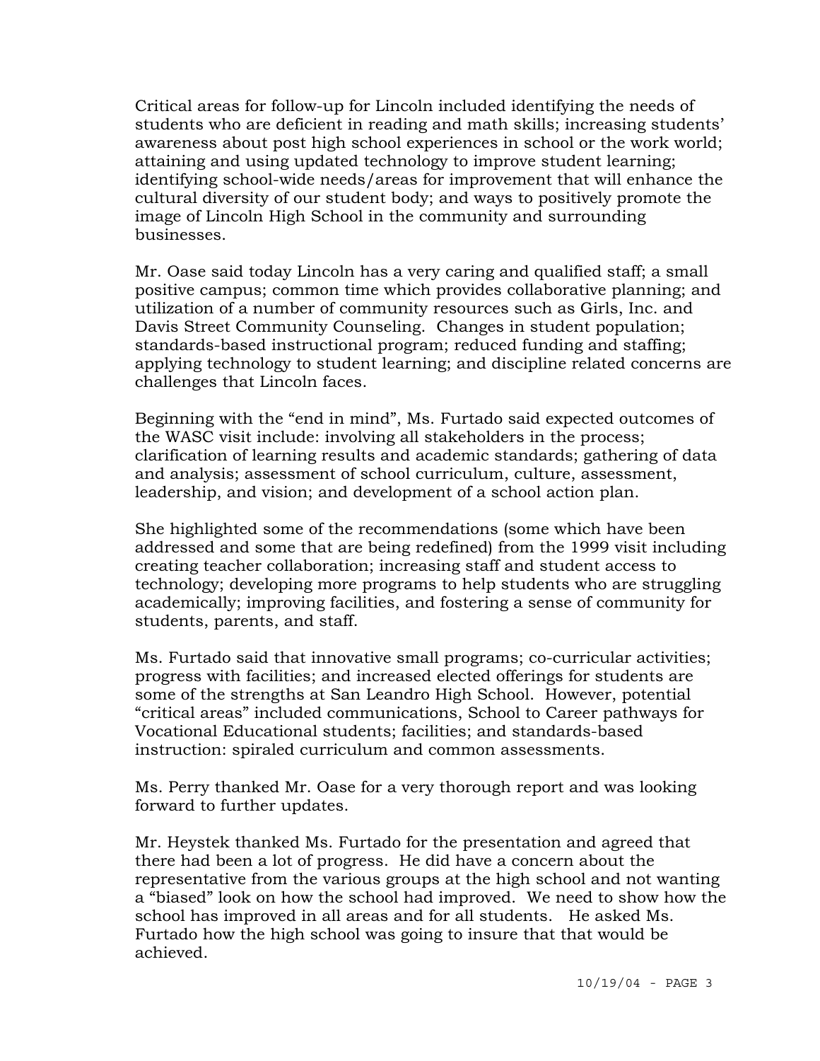Critical areas for follow-up for Lincoln included identifying the needs of students who are deficient in reading and math skills; increasing students' awareness about post high school experiences in school or the work world; attaining and using updated technology to improve student learning; identifying school-wide needs/areas for improvement that will enhance the cultural diversity of our student body; and ways to positively promote the image of Lincoln High School in the community and surrounding businesses.

Mr. Oase said today Lincoln has a very caring and qualified staff; a small positive campus; common time which provides collaborative planning; and utilization of a number of community resources such as Girls, Inc. and Davis Street Community Counseling. Changes in student population; standards-based instructional program; reduced funding and staffing; applying technology to student learning; and discipline related concerns are challenges that Lincoln faces.

Beginning with the "end in mind", Ms. Furtado said expected outcomes of the WASC visit include: involving all stakeholders in the process; clarification of learning results and academic standards; gathering of data and analysis; assessment of school curriculum, culture, assessment, leadership, and vision; and development of a school action plan.

She highlighted some of the recommendations (some which have been addressed and some that are being redefined) from the 1999 visit including creating teacher collaboration; increasing staff and student access to technology; developing more programs to help students who are struggling academically; improving facilities, and fostering a sense of community for students, parents, and staff.

Ms. Furtado said that innovative small programs; co-curricular activities; progress with facilities; and increased elected offerings for students are some of the strengths at San Leandro High School. However, potential "critical areas" included communications, School to Career pathways for Vocational Educational students; facilities; and standards-based instruction: spiraled curriculum and common assessments.

Ms. Perry thanked Mr. Oase for a very thorough report and was looking forward to further updates.

Mr. Heystek thanked Ms. Furtado for the presentation and agreed that there had been a lot of progress. He did have a concern about the representative from the various groups at the high school and not wanting a "biased" look on how the school had improved. We need to show how the school has improved in all areas and for all students. He asked Ms. Furtado how the high school was going to insure that that would be achieved.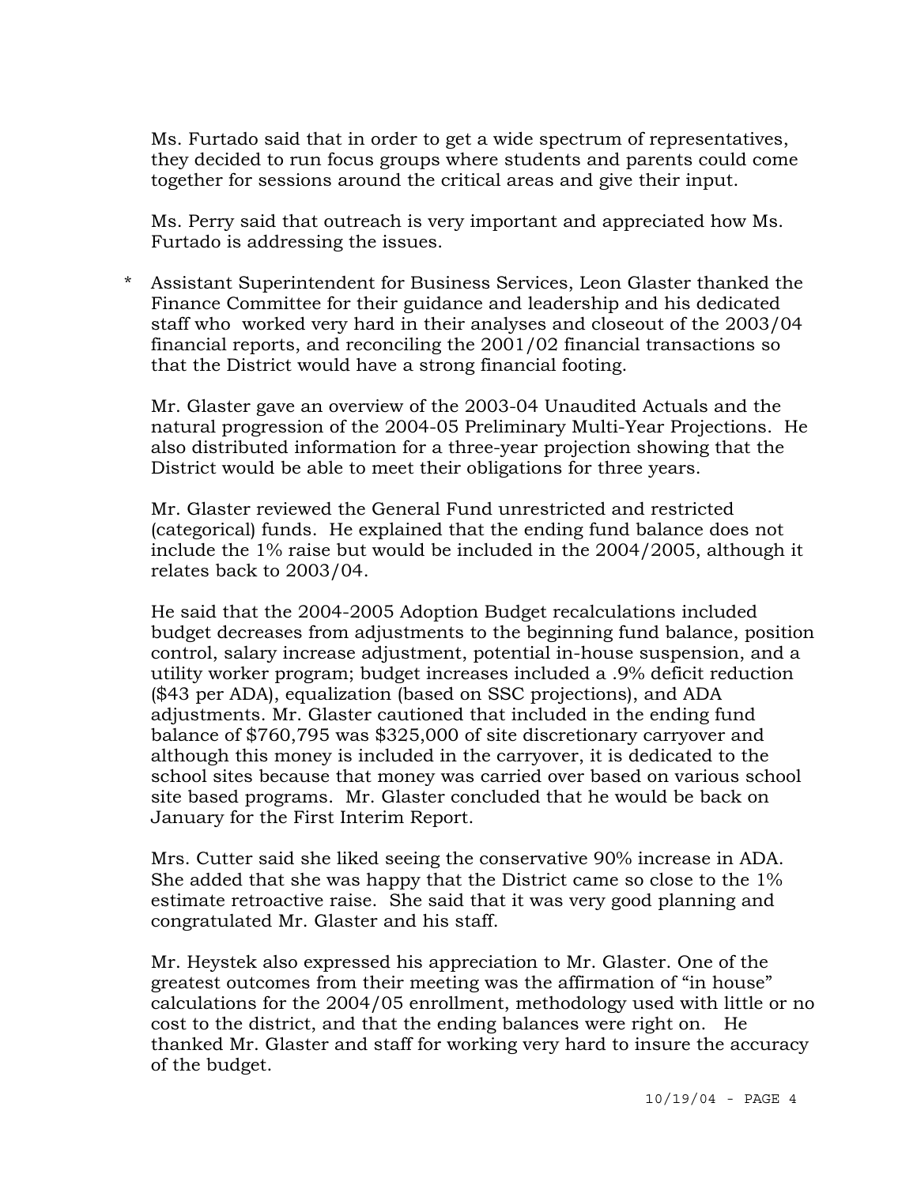Ms. Furtado said that in order to get a wide spectrum of representatives, they decided to run focus groups where students and parents could come together for sessions around the critical areas and give their input.

Ms. Perry said that outreach is very important and appreciated how Ms. Furtado is addressing the issues.

\* Assistant Superintendent for Business Services, Leon Glaster thanked the Finance Committee for their guidance and leadership and his dedicated staff who worked very hard in their analyses and closeout of the 2003/04 financial reports, and reconciling the 2001/02 financial transactions so that the District would have a strong financial footing.

Mr. Glaster gave an overview of the 2003-04 Unaudited Actuals and the natural progression of the 2004-05 Preliminary Multi-Year Projections. He also distributed information for a three-year projection showing that the District would be able to meet their obligations for three years.

Mr. Glaster reviewed the General Fund unrestricted and restricted (categorical) funds. He explained that the ending fund balance does not include the 1% raise but would be included in the 2004/2005, although it relates back to 2003/04.

He said that the 2004-2005 Adoption Budget recalculations included budget decreases from adjustments to the beginning fund balance, position control, salary increase adjustment, potential in-house suspension, and a utility worker program; budget increases included a .9% deficit reduction ($43 per ADA), equalization (based on SSC projections), and ADA adjustments. Mr. Glaster cautioned that included in the ending fund balance of $760,795 was $325,000 of site discretionary carryover and although this money is included in the carryover, it is dedicated to the school sites because that money was carried over based on various school site based programs. Mr. Glaster concluded that he would be back on January for the First Interim Report.

Mrs. Cutter said she liked seeing the conservative 90% increase in ADA. She added that she was happy that the District came so close to the 1% estimate retroactive raise. She said that it was very good planning and congratulated Mr. Glaster and his staff.

Mr. Heystek also expressed his appreciation to Mr. Glaster. One of the greatest outcomes from their meeting was the affirmation of "in house" calculations for the 2004/05 enrollment, methodology used with little or no cost to the district, and that the ending balances were right on. He thanked Mr. Glaster and staff for working very hard to insure the accuracy of the budget.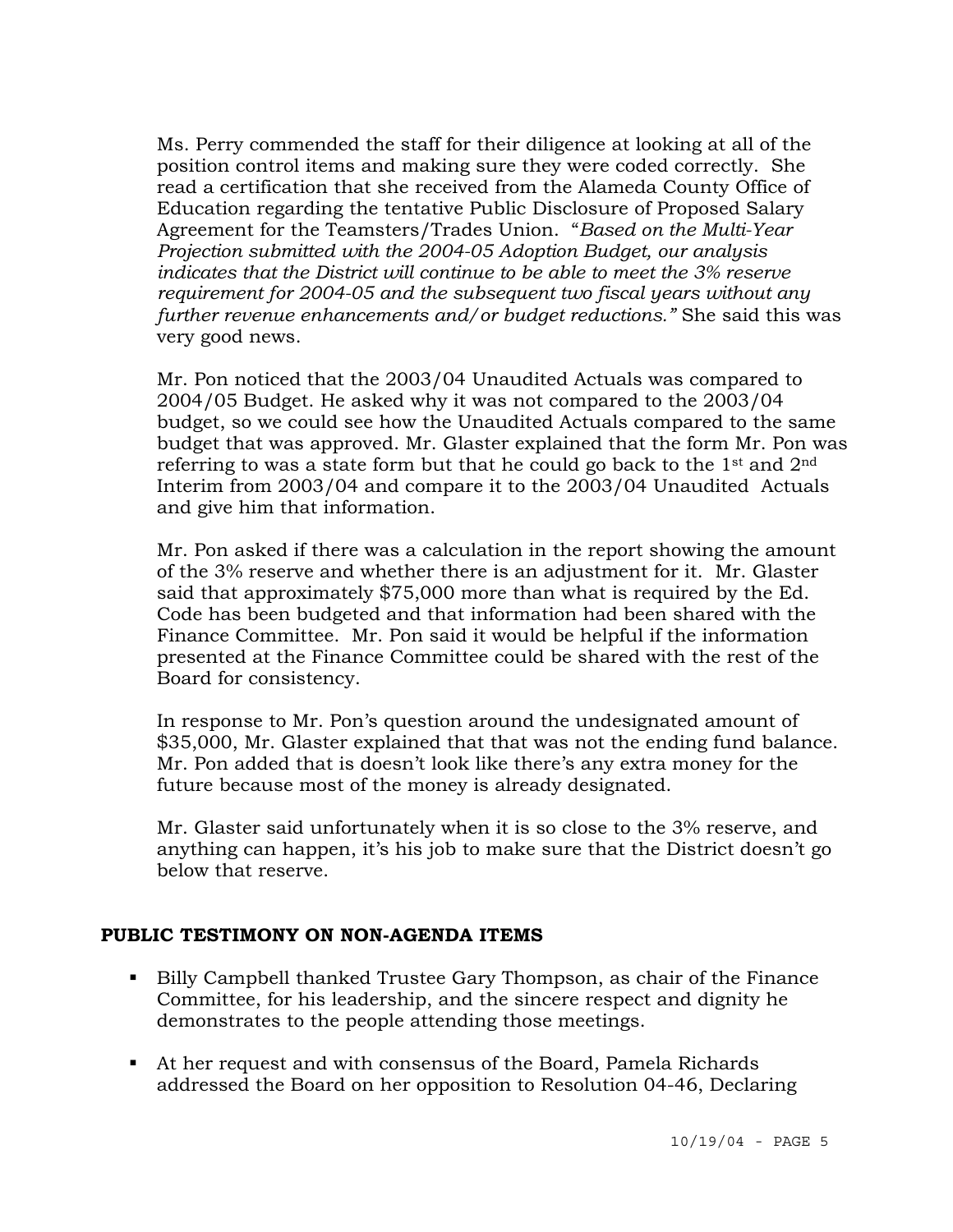Ms. Perry commended the staff for their diligence at looking at all of the position control items and making sure they were coded correctly. She read a certification that she received from the Alameda County Office of Education regarding the tentative Public Disclosure of Proposed Salary Agreement for the Teamsters/Trades Union. "*Based on the Multi-Year Projection submitted with the 2004-05 Adoption Budget, our analysis indicates that the District will continue to be able to meet the 3% reserve requirement for 2004-05 and the subsequent two fiscal years without any further revenue enhancements and/or budget reductions."* She said this was very good news.

Mr. Pon noticed that the 2003/04 Unaudited Actuals was compared to 2004/05 Budget. He asked why it was not compared to the 2003/04 budget, so we could see how the Unaudited Actuals compared to the same budget that was approved. Mr. Glaster explained that the form Mr. Pon was referring to was a state form but that he could go back to the 1st and 2nd Interim from 2003/04 and compare it to the 2003/04 Unaudited Actuals and give him that information.

Mr. Pon asked if there was a calculation in the report showing the amount of the 3% reserve and whether there is an adjustment for it. Mr. Glaster said that approximately $75,000 more than what is required by the Ed. Code has been budgeted and that information had been shared with the Finance Committee. Mr. Pon said it would be helpful if the information presented at the Finance Committee could be shared with the rest of the Board for consistency.

In response to Mr. Pon's question around the undesignated amount of $35,000, Mr. Glaster explained that that was not the ending fund balance. Mr. Pon added that is doesn't look like there's any extra money for the future because most of the money is already designated.

Mr. Glaster said unfortunately when it is so close to the 3% reserve, and anything can happen, it's his job to make sure that the District doesn't go below that reserve.

## PUBLIC TESTIMONY ON NON-AGENDA ITEMS

- Billy Campbell thanked Trustee Gary Thompson, as chair of the Finance Committee, for his leadership, and the sincere respect and dignity he demonstrates to the people attending those meetings.
- At her request and with consensus of the Board, Pamela Richards addressed the Board on her opposition to Resolution 04-46, Declaring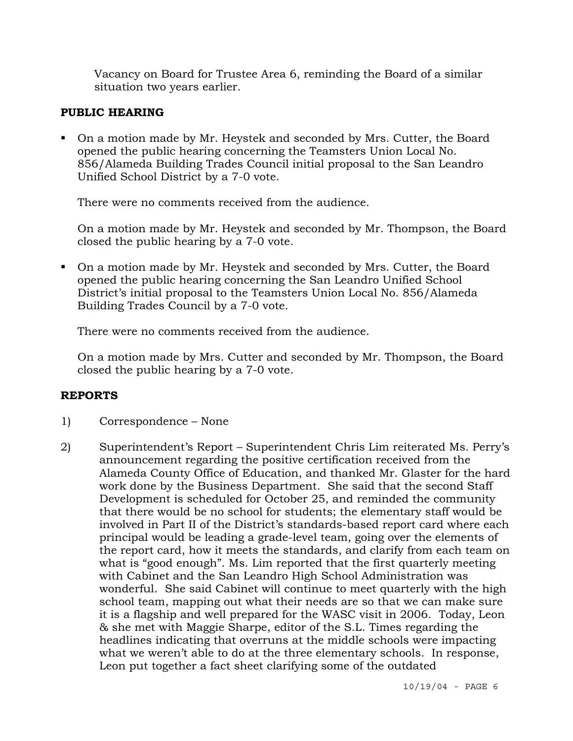Vacancy on Board for Trustee Area 6, reminding the Board of a similar situation two years earlier.

## PUBLIC HEARING

- On a motion made by Mr. Heystek and seconded by Mrs. Cutter, the Board opened the public hearing concerning the Teamsters Union Local No. 856/Alameda Building Trades Council initial proposal to the San Leandro Unified School District by a 7-0 vote.

  There were no comments received from the audience.

  On a motion made by Mr. Heystek and seconded by Mr. Thompson, the Board closed the public hearing by a 7-0 vote.

- On a motion made by Mr. Heystek and seconded by Mrs. Cutter, the Board opened the public hearing concerning the San Leandro Unified School District's initial proposal to the Teamsters Union Local No. 856/Alameda Building Trades Council by a 7-0 vote.

  There were no comments received from the audience.

  On a motion made by Mrs. Cutter and seconded by Mr. Thompson, the Board closed the public hearing by a 7-0 vote.

## REPORTS

1) Correspondence – None

2) Superintendent's Report – Superintendent Chris Lim reiterated Ms. Perry's announcement regarding the positive certification received from the Alameda County Office of Education, and thanked Mr. Glaster for the hard work done by the Business Department. She said that the second Staff Development is scheduled for October 25, and reminded the community that there would be no school for students; the elementary staff would be involved in Part II of the District's standards-based report card where each principal would be leading a grade-level team, going over the elements of the report card, how it meets the standards, and clarify from each team on what is "good enough". Ms. Lim reported that the first quarterly meeting with Cabinet and the San Leandro High School Administration was wonderful. She said Cabinet will continue to meet quarterly with the high school team, mapping out what their needs are so that we can make sure it is a flagship and well prepared for the WASC visit in 2006. Today, Leon & she met with Maggie Sharpe, editor of the S.L. Times regarding the headlines indicating that overruns at the middle schools were impacting what we weren't able to do at the three elementary schools. In response, Leon put together a fact sheet clarifying some of the outdated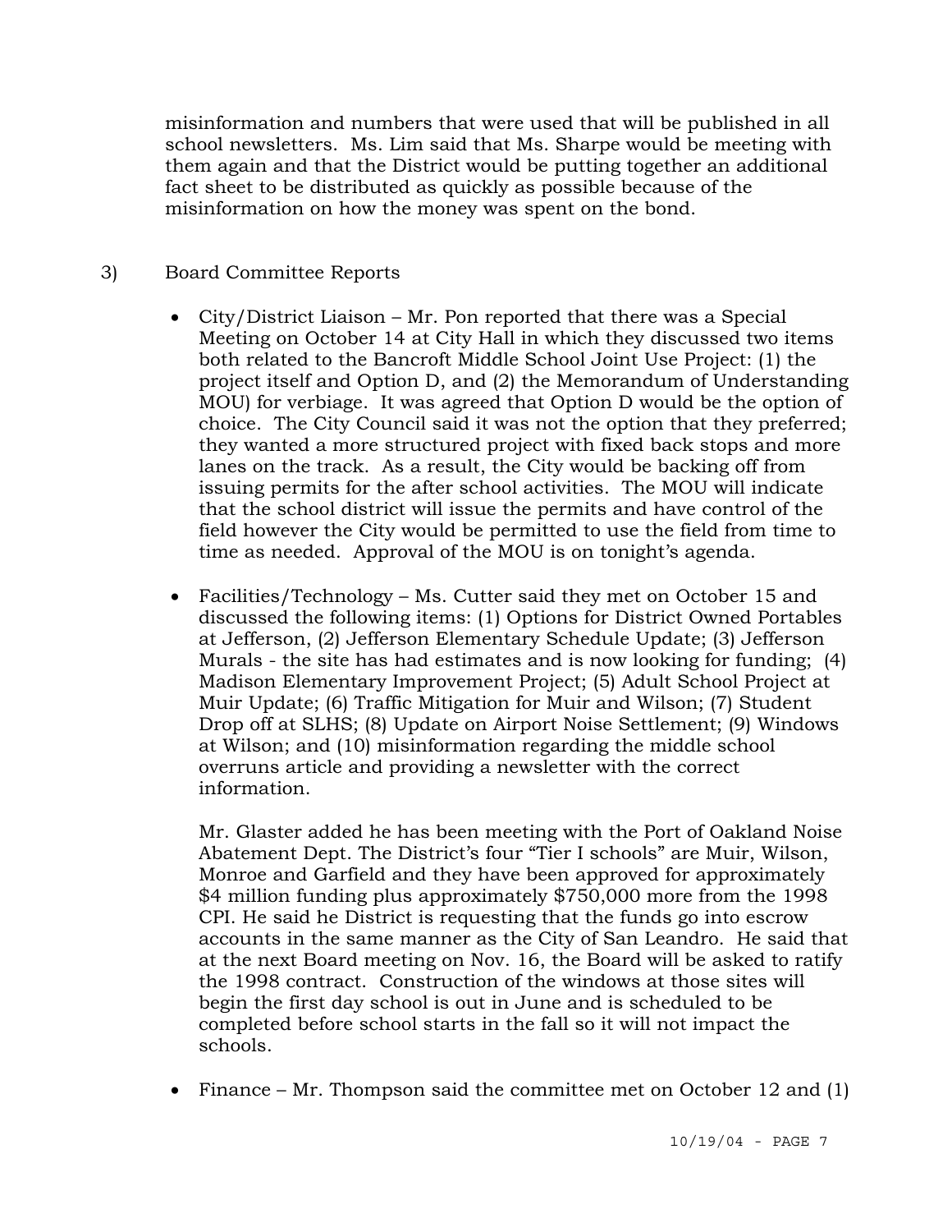misinformation and numbers that were used that will be published in all school newsletters. Ms. Lim said that Ms. Sharpe would be meeting with them again and that the District would be putting together an additional fact sheet to be distributed as quickly as possible because of the misinformation on how the money was spent on the bond.

3) Board Committee Reports

- City/District Liaison – Mr. Pon reported that there was a Special Meeting on October 14 at City Hall in which they discussed two items both related to the Bancroft Middle School Joint Use Project: (1) the project itself and Option D, and (2) the Memorandum of Understanding MOU) for verbiage. It was agreed that Option D would be the option of choice. The City Council said it was not the option that they preferred; they wanted a more structured project with fixed back stops and more lanes on the track. As a result, the City would be backing off from issuing permits for the after school activities. The MOU will indicate that the school district will issue the permits and have control of the field however the City would be permitted to use the field from time to time as needed. Approval of the MOU is on tonight's agenda.

- Facilities/Technology – Ms. Cutter said they met on October 15 and discussed the following items: (1) Options for District Owned Portables at Jefferson, (2) Jefferson Elementary Schedule Update; (3) Jefferson Murals - the site has had estimates and is now looking for funding; (4) Madison Elementary Improvement Project; (5) Adult School Project at Muir Update; (6) Traffic Mitigation for Muir and Wilson; (7) Student Drop off at SLHS; (8) Update on Airport Noise Settlement; (9) Windows at Wilson; and (10) misinformation regarding the middle school overruns article and providing a newsletter with the correct information.

  Mr. Glaster added he has been meeting with the Port of Oakland Noise Abatement Dept. The District's four "Tier I schools" are Muir, Wilson, Monroe and Garfield and they have been approved for approximately $4 million funding plus approximately $750,000 more from the 1998 CPI. He said he District is requesting that the funds go into escrow accounts in the same manner as the City of San Leandro. He said that at the next Board meeting on Nov. 16, the Board will be asked to ratify the 1998 contract. Construction of the windows at those sites will begin the first day school is out in June and is scheduled to be completed before school starts in the fall so it will not impact the schools.

- Finance – Mr. Thompson said the committee met on October 12 and (1)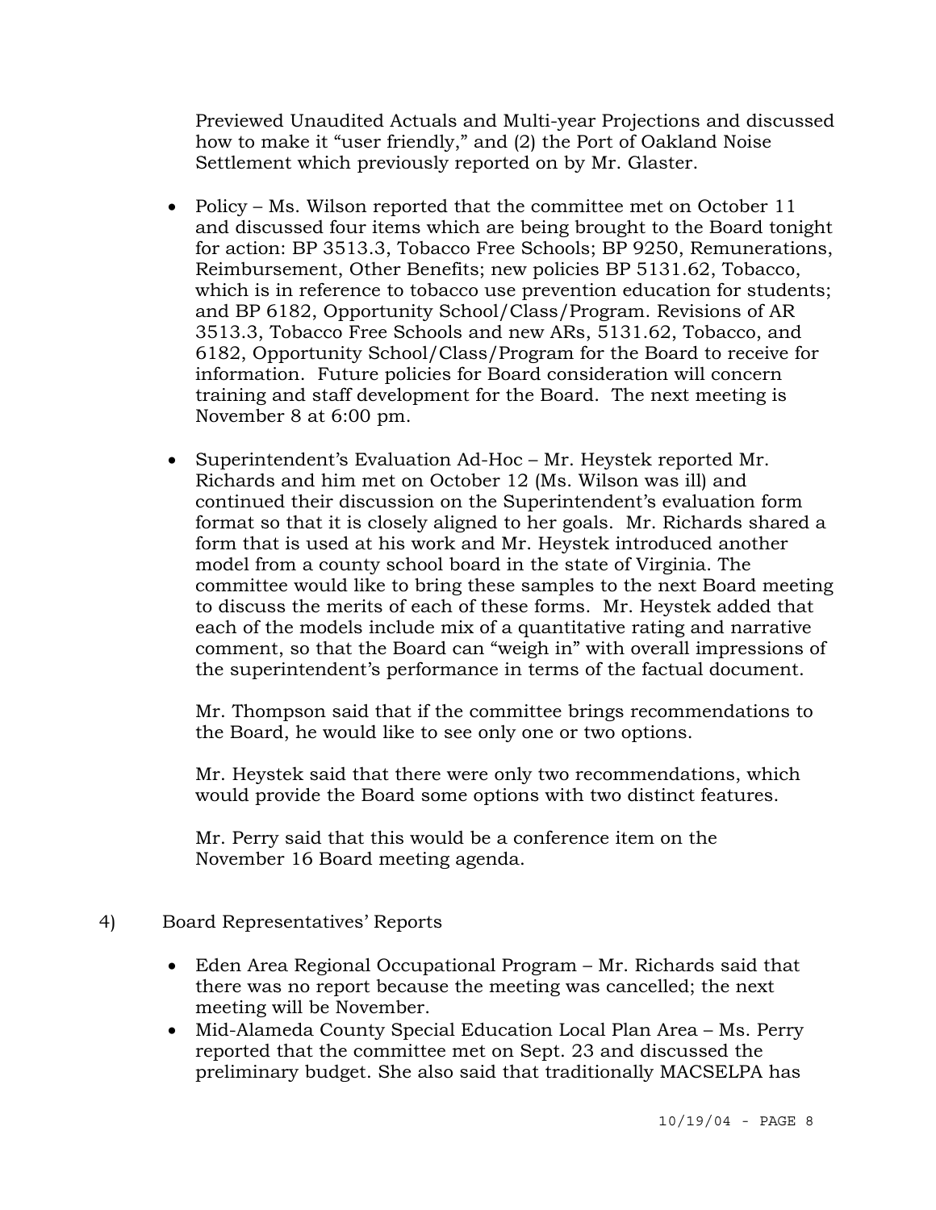Previewed Unaudited Actuals and Multi-year Projections and discussed how to make it "user friendly," and (2) the Port of Oakland Noise Settlement which previously reported on by Mr. Glaster.

- Policy – Ms. Wilson reported that the committee met on October 11 and discussed four items which are being brought to the Board tonight for action: BP 3513.3, Tobacco Free Schools; BP 9250, Remunerations, Reimbursement, Other Benefits; new policies BP 5131.62, Tobacco, which is in reference to tobacco use prevention education for students; and BP 6182, Opportunity School/Class/Program. Revisions of AR 3513.3, Tobacco Free Schools and new ARs, 5131.62, Tobacco, and 6182, Opportunity School/Class/Program for the Board to receive for information. Future policies for Board consideration will concern training and staff development for the Board. The next meeting is November 8 at 6:00 pm.

- Superintendent's Evaluation Ad-Hoc – Mr. Heystek reported Mr. Richards and him met on October 12 (Ms. Wilson was ill) and continued their discussion on the Superintendent's evaluation form format so that it is closely aligned to her goals. Mr. Richards shared a form that is used at his work and Mr. Heystek introduced another model from a county school board in the state of Virginia. The committee would like to bring these samples to the next Board meeting to discuss the merits of each of these forms. Mr. Heystek added that each of the models include mix of a quantitative rating and narrative comment, so that the Board can "weigh in" with overall impressions of the superintendent's performance in terms of the factual document.

  Mr. Thompson said that if the committee brings recommendations to the Board, he would like to see only one or two options.

  Mr. Heystek said that there were only two recommendations, which would provide the Board some options with two distinct features.

  Mr. Perry said that this would be a conference item on the November 16 Board meeting agenda.

4) Board Representatives' Reports

- Eden Area Regional Occupational Program – Mr. Richards said that there was no report because the meeting was cancelled; the next meeting will be November.
- Mid-Alameda County Special Education Local Plan Area – Ms. Perry reported that the committee met on Sept. 23 and discussed the preliminary budget. She also said that traditionally MACSELPA has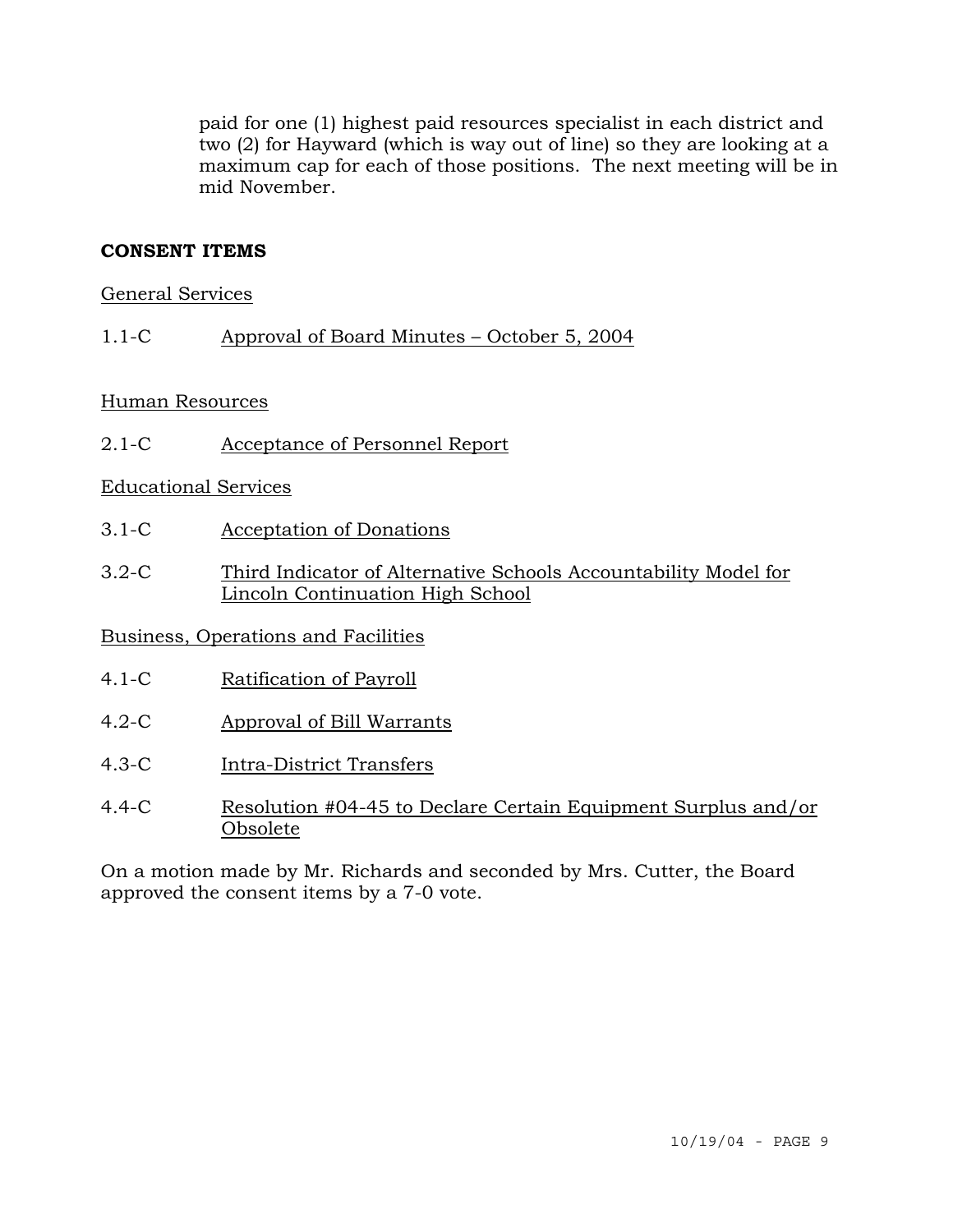paid for one (1) highest paid resources specialist in each district and two (2) for Hayward (which is way out of line) so they are looking at a maximum cap for each of those positions. The next meeting will be in mid November.

## CONSENT ITEMS

General Services

1.1-C Approval of Board Minutes – October 5, 2004

Human Resources

2.1-C Acceptance of Personnel Report

Educational Services

3.1-C Acceptation of Donations

3.2-C Third Indicator of Alternative Schools Accountability Model for Lincoln Continuation High School

Business, Operations and Facilities

4.1-C Ratification of Payroll

4.2-C Approval of Bill Warrants

4.3-C Intra-District Transfers

4.4-C Resolution #04-45 to Declare Certain Equipment Surplus and/or Obsolete

On a motion made by Mr. Richards and seconded by Mrs. Cutter, the Board approved the consent items by a 7-0 vote.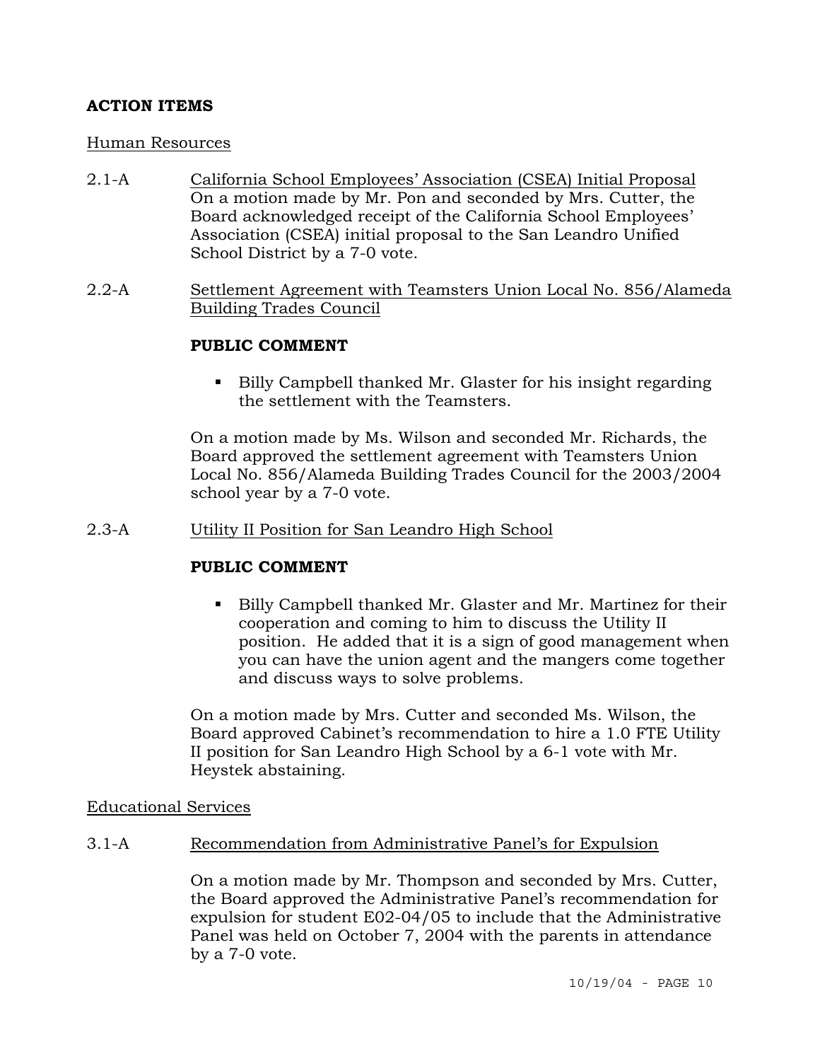**ACTION ITEMS**

Human Resources

2.1-A California School Employees' Association (CSEA) Initial Proposal
On a motion made by Mr. Pon and seconded by Mrs. Cutter, the Board acknowledged receipt of the California School Employees' Association (CSEA) initial proposal to the San Leandro Unified School District by a 7-0 vote.

2.2-A Settlement Agreement with Teamsters Union Local No. 856/Alameda Building Trades Council

**PUBLIC COMMENT**

- Billy Campbell thanked Mr. Glaster for his insight regarding the settlement with the Teamsters.

On a motion made by Ms. Wilson and seconded Mr. Richards, the Board approved the settlement agreement with Teamsters Union Local No. 856/Alameda Building Trades Council for the 2003/2004 school year by a 7-0 vote.

2.3-A Utility II Position for San Leandro High School

**PUBLIC COMMENT**

- Billy Campbell thanked Mr. Glaster and Mr. Martinez for their cooperation and coming to him to discuss the Utility II position. He added that it is a sign of good management when you can have the union agent and the mangers come together and discuss ways to solve problems.

On a motion made by Mrs. Cutter and seconded Ms. Wilson, the Board approved Cabinet's recommendation to hire a 1.0 FTE Utility II position for San Leandro High School by a 6-1 vote with Mr. Heystek abstaining.

Educational Services

3.1-A Recommendation from Administrative Panel's for Expulsion

On a motion made by Mr. Thompson and seconded by Mrs. Cutter, the Board approved the Administrative Panel's recommendation for expulsion for student E02-04/05 to include that the Administrative Panel was held on October 7, 2004 with the parents in attendance by a 7-0 vote.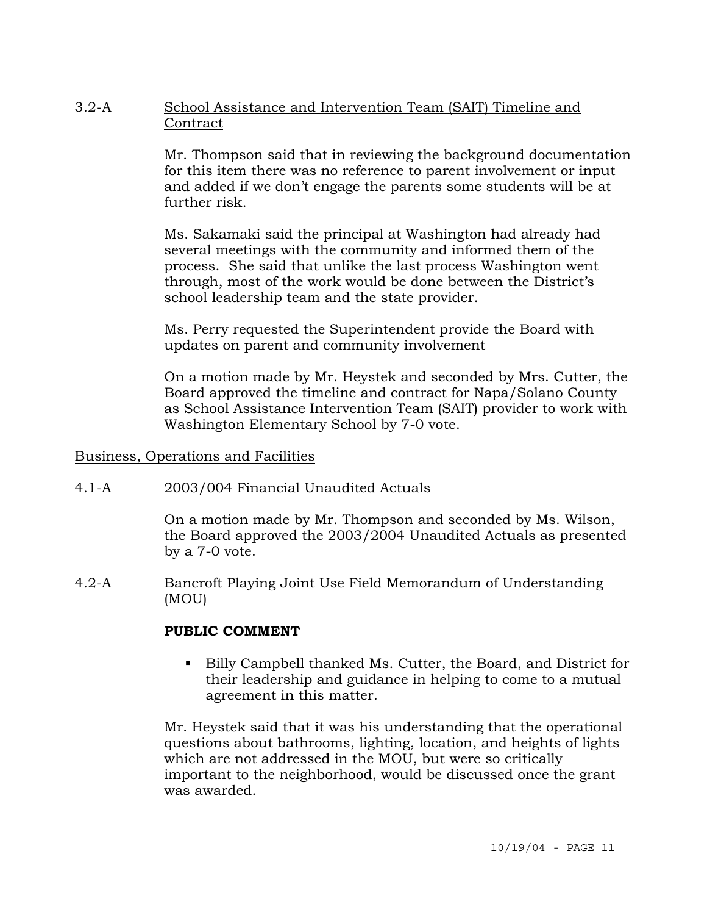3.2-A School Assistance and Intervention Team (SAIT) Timeline and Contract

Mr. Thompson said that in reviewing the background documentation for this item there was no reference to parent involvement or input and added if we don't engage the parents some students will be at further risk.

Ms. Sakamaki said the principal at Washington had already had several meetings with the community and informed them of the process. She said that unlike the last process Washington went through, most of the work would be done between the District's school leadership team and the state provider.

Ms. Perry requested the Superintendent provide the Board with updates on parent and community involvement

On a motion made by Mr. Heystek and seconded by Mrs. Cutter, the Board approved the timeline and contract for Napa/Solano County as School Assistance Intervention Team (SAIT) provider to work with Washington Elementary School by 7-0 vote.

Business, Operations and Facilities

4.1-A 2003/004 Financial Unaudited Actuals

On a motion made by Mr. Thompson and seconded by Ms. Wilson, the Board approved the 2003/2004 Unaudited Actuals as presented by a 7-0 vote.

4.2-A Bancroft Playing Joint Use Field Memorandum of Understanding (MOU)

**PUBLIC COMMENT**

- Billy Campbell thanked Ms. Cutter, the Board, and District for their leadership and guidance in helping to come to a mutual agreement in this matter.

Mr. Heystek said that it was his understanding that the operational questions about bathrooms, lighting, location, and heights of lights which are not addressed in the MOU, but were so critically important to the neighborhood, would be discussed once the grant was awarded.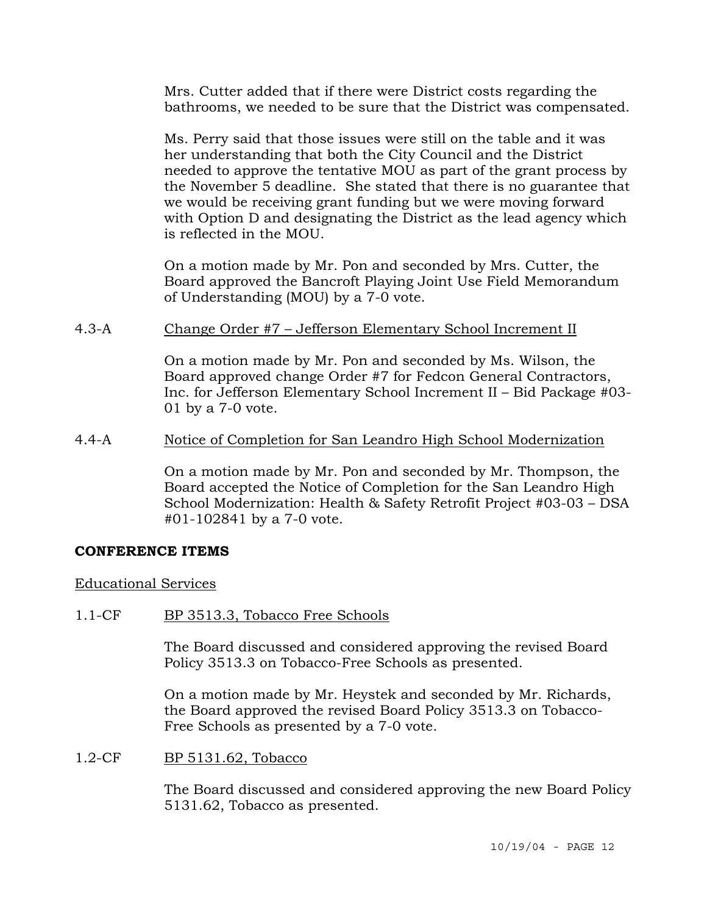Mrs. Cutter added that if there were District costs regarding the bathrooms, we needed to be sure that the District was compensated.

Ms. Perry said that those issues were still on the table and it was her understanding that both the City Council and the District needed to approve the tentative MOU as part of the grant process by the November 5 deadline. She stated that there is no guarantee that we would be receiving grant funding but we were moving forward with Option D and designating the District as the lead agency which is reflected in the MOU.

On a motion made by Mr. Pon and seconded by Mrs. Cutter, the Board approved the Bancroft Playing Joint Use Field Memorandum of Understanding (MOU) by a 7-0 vote.

4.3-A <u>Change Order #7 – Jefferson Elementary School Increment II</u>

On a motion made by Mr. Pon and seconded by Ms. Wilson, the Board approved change Order #7 for Fedcon General Contractors, Inc. for Jefferson Elementary School Increment II – Bid Package #03-01 by a 7-0 vote.

4.4-A <u>Notice of Completion for San Leandro High School Modernization</u>

On a motion made by Mr. Pon and seconded by Mr. Thompson, the Board accepted the Notice of Completion for the San Leandro High School Modernization: Health & Safety Retrofit Project #03-03 – DSA #01-102841 by a 7-0 vote.

**CONFERENCE ITEMS**

<u>Educational Services</u>

1.1-CF <u>BP 3513.3, Tobacco Free Schools</u>

The Board discussed and considered approving the revised Board Policy 3513.3 on Tobacco-Free Schools as presented.

On a motion made by Mr. Heystek and seconded by Mr. Richards, the Board approved the revised Board Policy 3513.3 on Tobacco-Free Schools as presented by a 7-0 vote.

1.2-CF <u>BP 5131.62, Tobacco</u>

The Board discussed and considered approving the new Board Policy 5131.62, Tobacco as presented.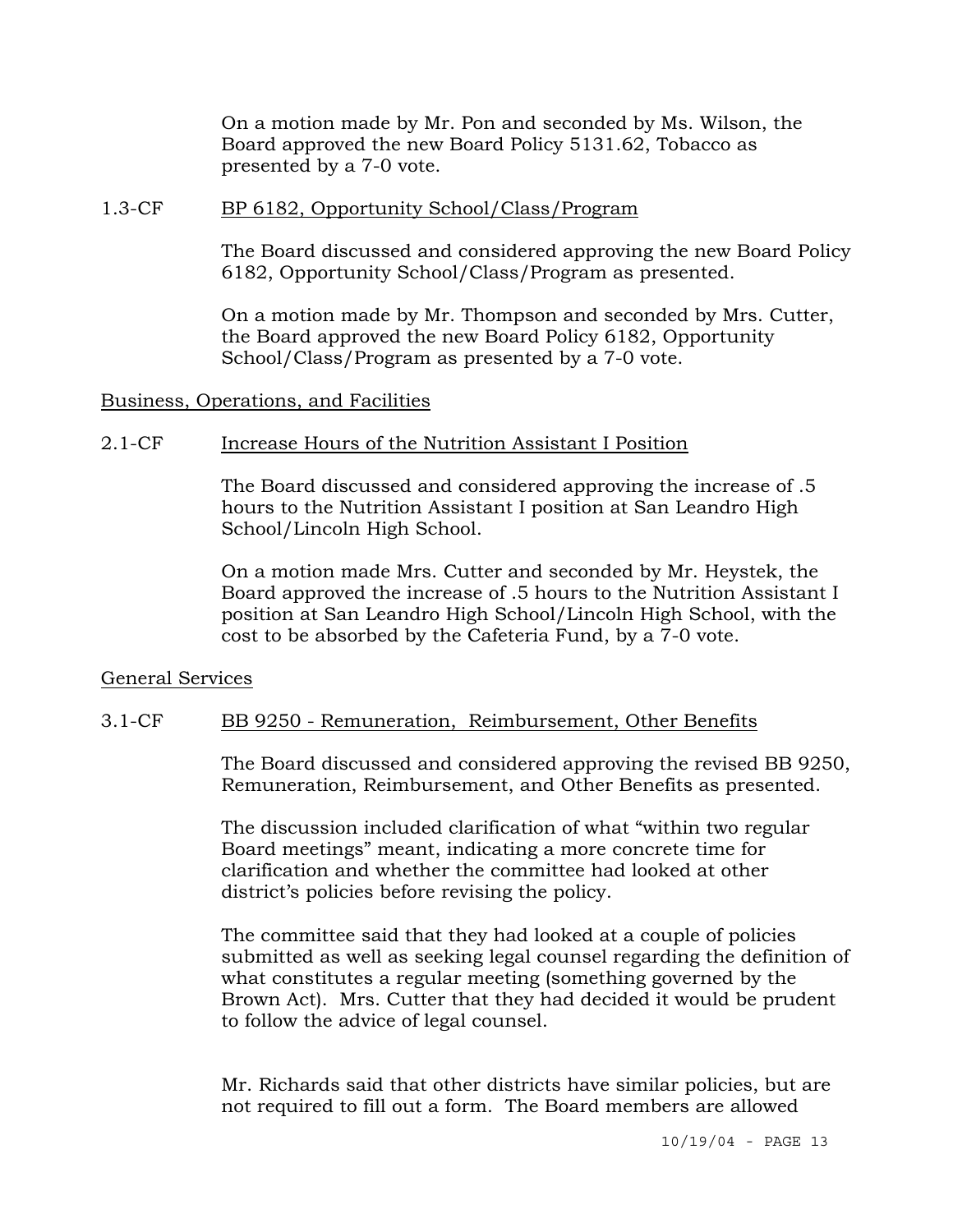On a motion made by Mr. Pon and seconded by Ms. Wilson, the Board approved the new Board Policy 5131.62, Tobacco as presented by a 7-0 vote.

1.3-CF &nbsp;&nbsp;&nbsp; <u>BP 6182, Opportunity School/Class/Program</u>

The Board discussed and considered approving the new Board Policy 6182, Opportunity School/Class/Program as presented.

On a motion made by Mr. Thompson and seconded by Mrs. Cutter, the Board approved the new Board Policy 6182, Opportunity School/Class/Program as presented by a 7-0 vote.

<u>Business, Operations, and Facilities</u>

2.1-CF &nbsp;&nbsp;&nbsp; <u>Increase Hours of the Nutrition Assistant I Position</u>

The Board discussed and considered approving the increase of .5 hours to the Nutrition Assistant I position at San Leandro High School/Lincoln High School.

On a motion made Mrs. Cutter and seconded by Mr. Heystek, the Board approved the increase of .5 hours to the Nutrition Assistant I position at San Leandro High School/Lincoln High School, with the cost to be absorbed by the Cafeteria Fund, by a 7-0 vote.

<u>General Services</u>

3.1-CF &nbsp;&nbsp;&nbsp; <u>BB 9250 - Remuneration, Reimbursement, Other Benefits</u>

The Board discussed and considered approving the revised BB 9250, Remuneration, Reimbursement, and Other Benefits as presented.

The discussion included clarification of what "within two regular Board meetings" meant, indicating a more concrete time for clarification and whether the committee had looked at other district's policies before revising the policy.

The committee said that they had looked at a couple of policies submitted as well as seeking legal counsel regarding the definition of what constitutes a regular meeting (something governed by the Brown Act). Mrs. Cutter that they had decided it would be prudent to follow the advice of legal counsel.

Mr. Richards said that other districts have similar policies, but are not required to fill out a form. The Board members are allowed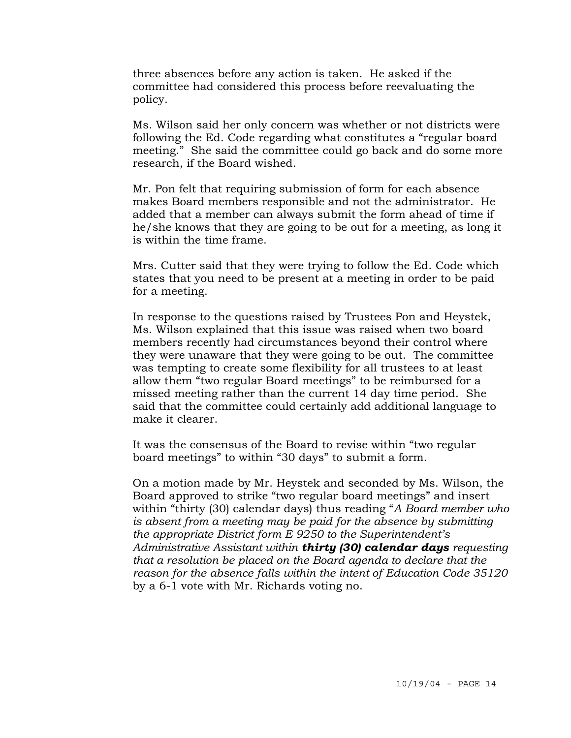three absences before any action is taken. He asked if the committee had considered this process before reevaluating the policy.

Ms. Wilson said her only concern was whether or not districts were following the Ed. Code regarding what constitutes a "regular board meeting." She said the committee could go back and do some more research, if the Board wished.

Mr. Pon felt that requiring submission of form for each absence makes Board members responsible and not the administrator. He added that a member can always submit the form ahead of time if he/she knows that they are going to be out for a meeting, as long it is within the time frame.

Mrs. Cutter said that they were trying to follow the Ed. Code which states that you need to be present at a meeting in order to be paid for a meeting.

In response to the questions raised by Trustees Pon and Heystek, Ms. Wilson explained that this issue was raised when two board members recently had circumstances beyond their control where they were unaware that they were going to be out. The committee was tempting to create some flexibility for all trustees to at least allow them "two regular Board meetings" to be reimbursed for a missed meeting rather than the current 14 day time period. She said that the committee could certainly add additional language to make it clearer.

It was the consensus of the Board to revise within "two regular board meetings" to within "30 days" to submit a form.

On a motion made by Mr. Heystek and seconded by Ms. Wilson, the Board approved to strike "two regular board meetings" and insert within "thirty (30) calendar days) thus reading "*A Board member who is absent from a meeting may be paid for the absence by submitting the appropriate District form E 9250 to the Superintendent's Administrative Assistant within* ***thirty (30) calendar days*** *requesting that a resolution be placed on the Board agenda to declare that the reason for the absence falls within the intent of Education Code 35120* by a 6-1 vote with Mr. Richards voting no.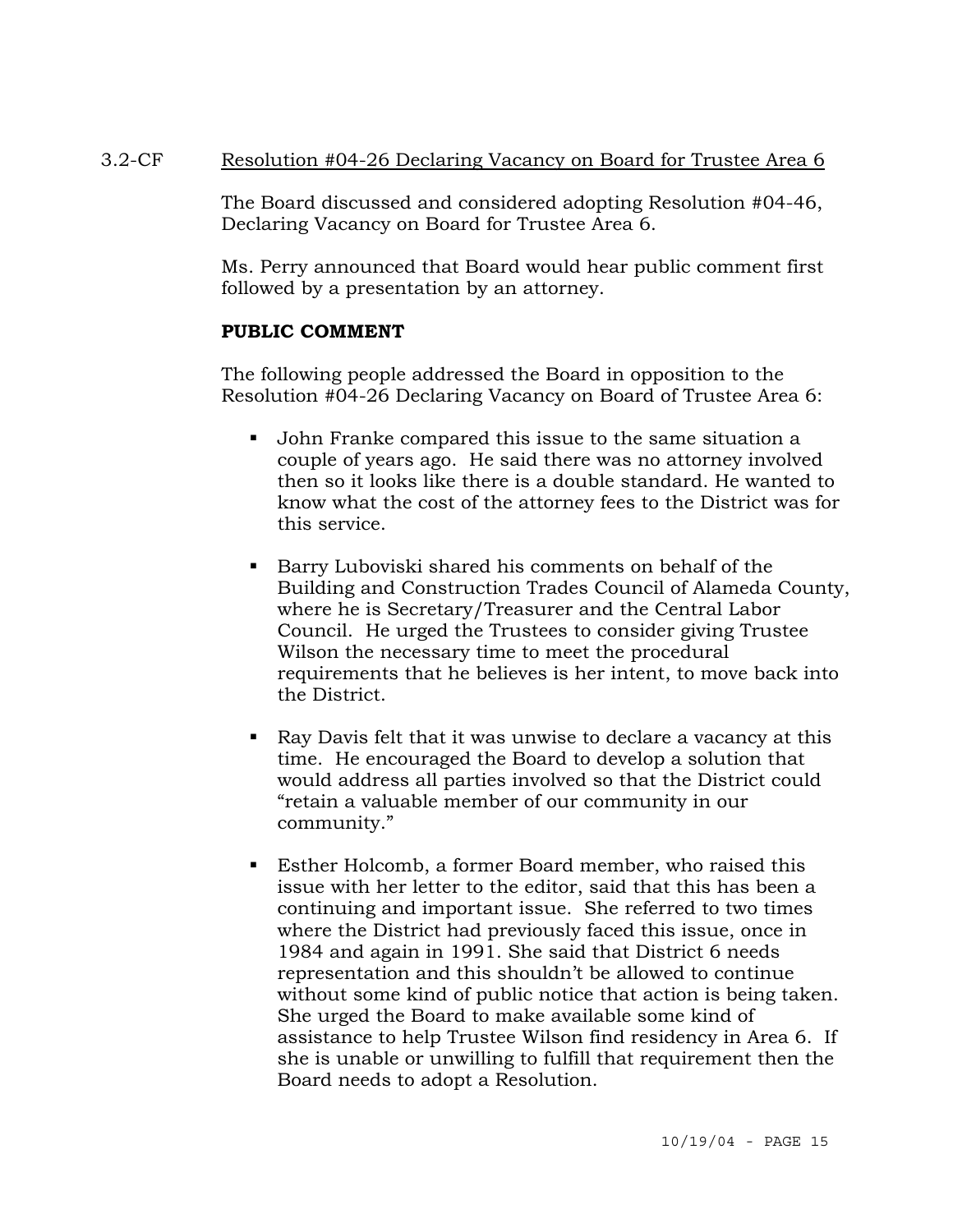3.2-CF <u>Resolution #04-26 Declaring Vacancy on Board for Trustee Area 6</u>

The Board discussed and considered adopting Resolution #04-46, Declaring Vacancy on Board for Trustee Area 6.

Ms. Perry announced that Board would hear public comment first followed by a presentation by an attorney.

**PUBLIC COMMENT**

The following people addressed the Board in opposition to the Resolution #04-26 Declaring Vacancy on Board of Trustee Area 6:

- John Franke compared this issue to the same situation a couple of years ago. He said there was no attorney involved then so it looks like there is a double standard. He wanted to know what the cost of the attorney fees to the District was for this service.

- Barry Luboviski shared his comments on behalf of the Building and Construction Trades Council of Alameda County, where he is Secretary/Treasurer and the Central Labor Council. He urged the Trustees to consider giving Trustee Wilson the necessary time to meet the procedural requirements that he believes is her intent, to move back into the District.

- Ray Davis felt that it was unwise to declare a vacancy at this time. He encouraged the Board to develop a solution that would address all parties involved so that the District could "retain a valuable member of our community in our community."

- Esther Holcomb, a former Board member, who raised this issue with her letter to the editor, said that this has been a continuing and important issue. She referred to two times where the District had previously faced this issue, once in 1984 and again in 1991. She said that District 6 needs representation and this shouldn't be allowed to continue without some kind of public notice that action is being taken. She urged the Board to make available some kind of assistance to help Trustee Wilson find residency in Area 6. If she is unable or unwilling to fulfill that requirement then the Board needs to adopt a Resolution.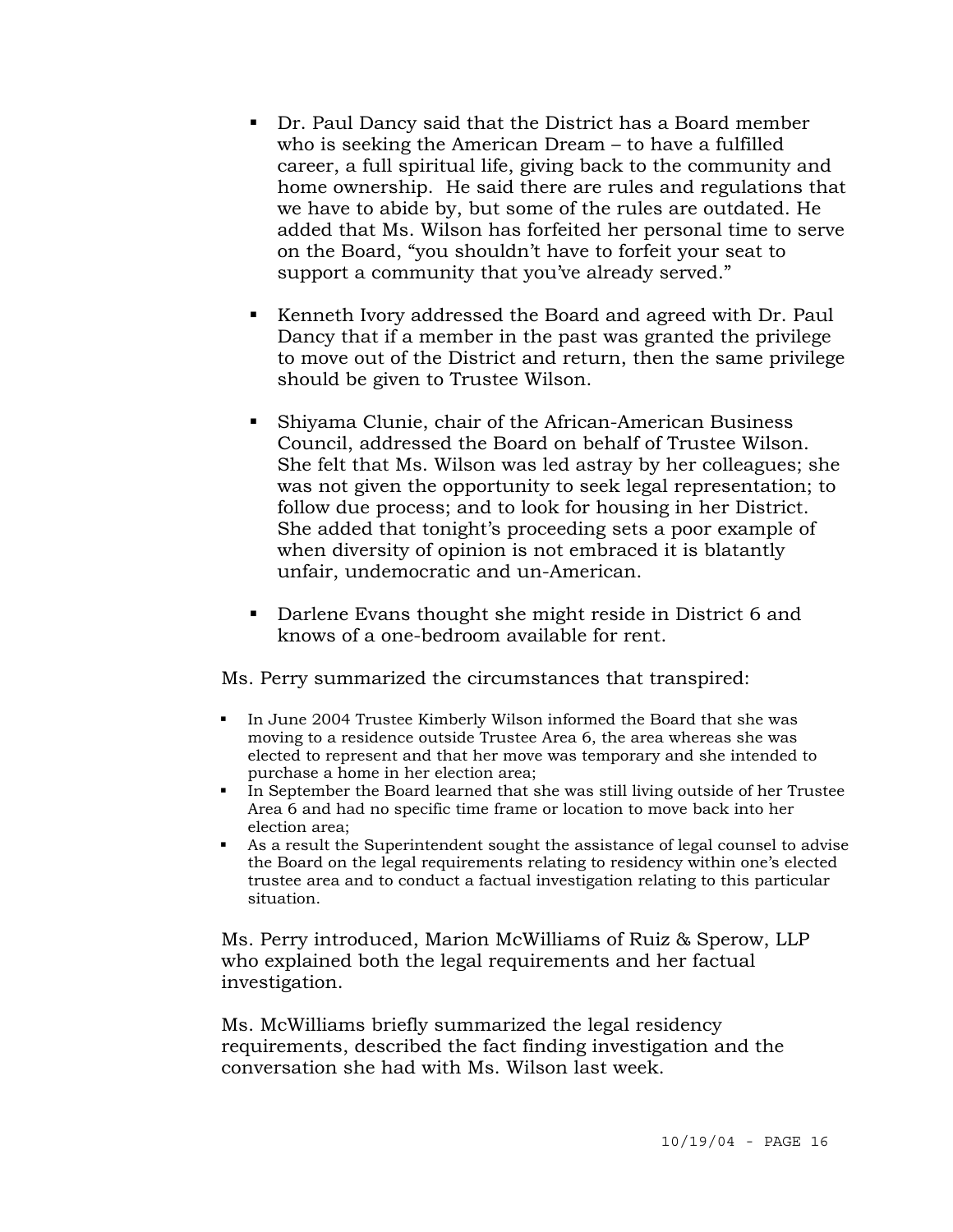- Dr. Paul Dancy said that the District has a Board member who is seeking the American Dream – to have a fulfilled career, a full spiritual life, giving back to the community and home ownership. He said there are rules and regulations that we have to abide by, but some of the rules are outdated. He added that Ms. Wilson has forfeited her personal time to serve on the Board, "you shouldn't have to forfeit your seat to support a community that you've already served."

- Kenneth Ivory addressed the Board and agreed with Dr. Paul Dancy that if a member in the past was granted the privilege to move out of the District and return, then the same privilege should be given to Trustee Wilson.

- Shiyama Clunie, chair of the African-American Business Council, addressed the Board on behalf of Trustee Wilson. She felt that Ms. Wilson was led astray by her colleagues; she was not given the opportunity to seek legal representation; to follow due process; and to look for housing in her District. She added that tonight's proceeding sets a poor example of when diversity of opinion is not embraced it is blatantly unfair, undemocratic and un-American.

- Darlene Evans thought she might reside in District 6 and knows of a one-bedroom available for rent.

Ms. Perry summarized the circumstances that transpired:

- In June 2004 Trustee Kimberly Wilson informed the Board that she was moving to a residence outside Trustee Area 6, the area whereas she was elected to represent and that her move was temporary and she intended to purchase a home in her election area;
- In September the Board learned that she was still living outside of her Trustee Area 6 and had no specific time frame or location to move back into her election area;
- As a result the Superintendent sought the assistance of legal counsel to advise the Board on the legal requirements relating to residency within one's elected trustee area and to conduct a factual investigation relating to this particular situation.

Ms. Perry introduced, Marion McWilliams of Ruiz & Sperow, LLP who explained both the legal requirements and her factual investigation.

Ms. McWilliams briefly summarized the legal residency requirements, described the fact finding investigation and the conversation she had with Ms. Wilson last week.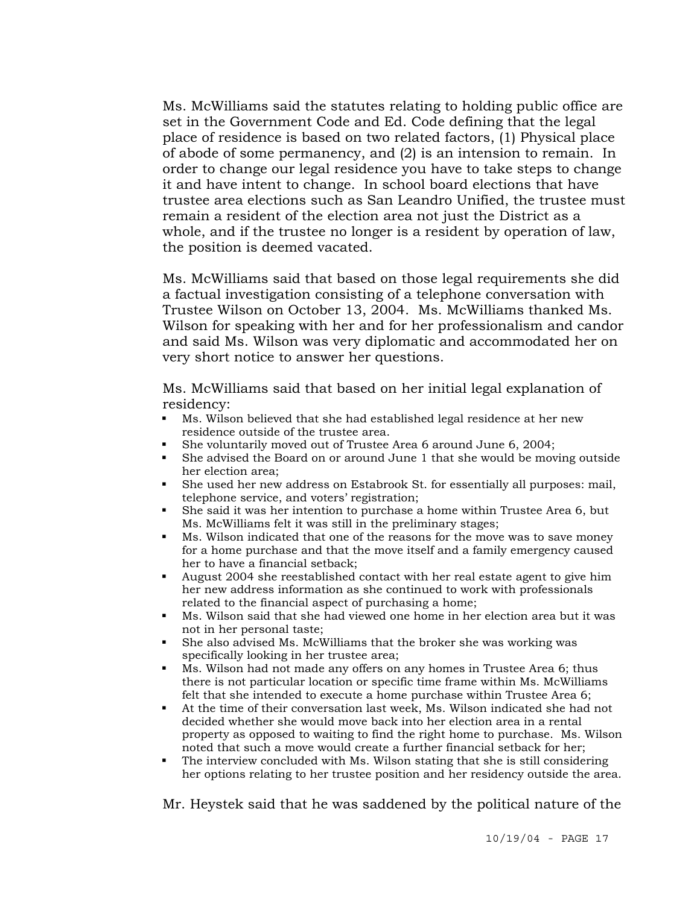Ms. McWilliams said the statutes relating to holding public office are set in the Government Code and Ed. Code defining that the legal place of residence is based on two related factors, (1) Physical place of abode of some permanency, and (2) is an intension to remain. In order to change our legal residence you have to take steps to change it and have intent to change. In school board elections that have trustee area elections such as San Leandro Unified, the trustee must remain a resident of the election area not just the District as a whole, and if the trustee no longer is a resident by operation of law, the position is deemed vacated.

Ms. McWilliams said that based on those legal requirements she did a factual investigation consisting of a telephone conversation with Trustee Wilson on October 13, 2004. Ms. McWilliams thanked Ms. Wilson for speaking with her and for her professionalism and candor and said Ms. Wilson was very diplomatic and accommodated her on very short notice to answer her questions.

Ms. McWilliams said that based on her initial legal explanation of residency:

- Ms. Wilson believed that she had established legal residence at her new residence outside of the trustee area.
- She voluntarily moved out of Trustee Area 6 around June 6, 2004;
- She advised the Board on or around June 1 that she would be moving outside her election area;
- She used her new address on Estabrook St. for essentially all purposes: mail, telephone service, and voters' registration;
- She said it was her intention to purchase a home within Trustee Area 6, but Ms. McWilliams felt it was still in the preliminary stages;
- Ms. Wilson indicated that one of the reasons for the move was to save money for a home purchase and that the move itself and a family emergency caused her to have a financial setback;
- August 2004 she reestablished contact with her real estate agent to give him her new address information as she continued to work with professionals related to the financial aspect of purchasing a home;
- Ms. Wilson said that she had viewed one home in her election area but it was not in her personal taste;
- She also advised Ms. McWilliams that the broker she was working was specifically looking in her trustee area;
- Ms. Wilson had not made any offers on any homes in Trustee Area 6; thus there is not particular location or specific time frame within Ms. McWilliams felt that she intended to execute a home purchase within Trustee Area 6;
- At the time of their conversation last week, Ms. Wilson indicated she had not decided whether she would move back into her election area in a rental property as opposed to waiting to find the right home to purchase. Ms. Wilson noted that such a move would create a further financial setback for her;
- The interview concluded with Ms. Wilson stating that she is still considering her options relating to her trustee position and her residency outside the area.

Mr. Heystek said that he was saddened by the political nature of the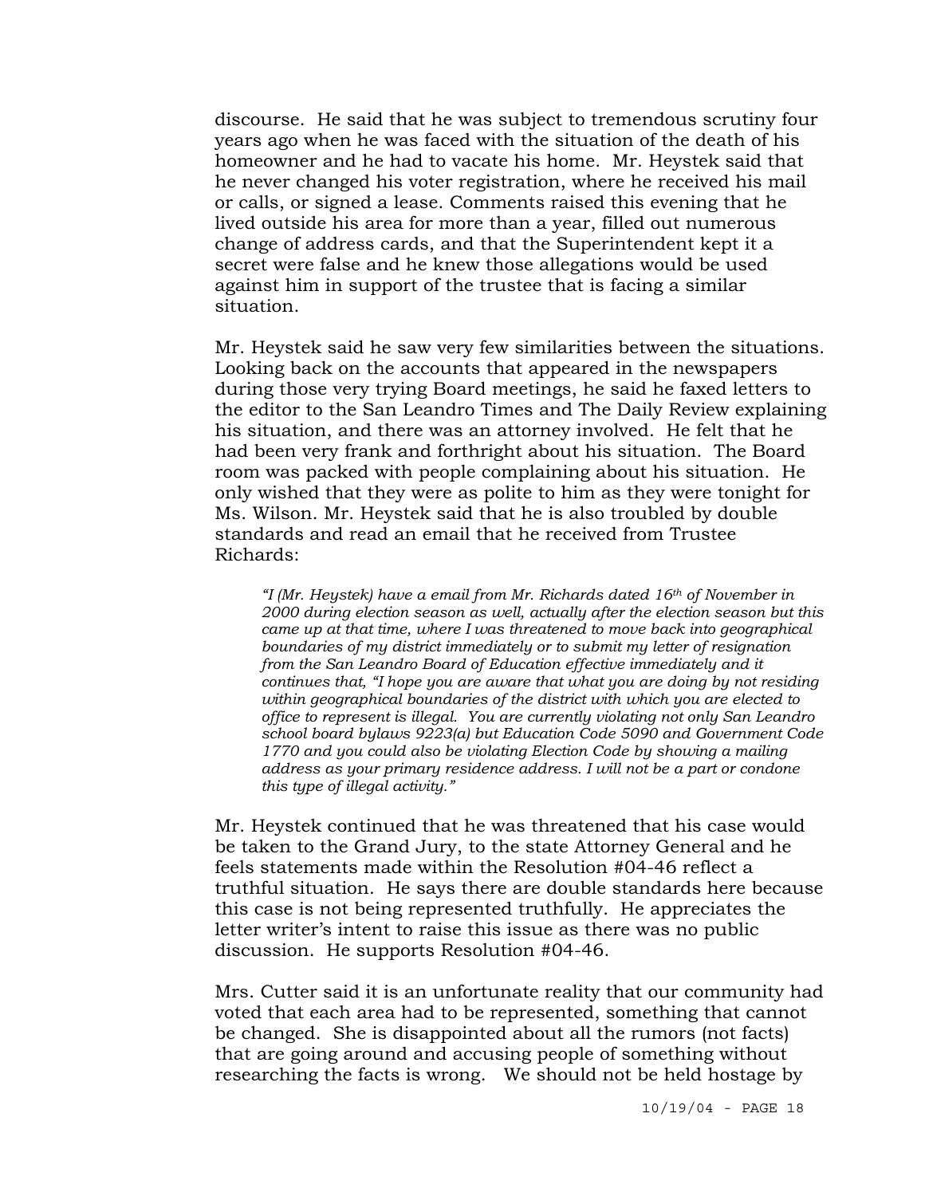discourse. He said that he was subject to tremendous scrutiny four years ago when he was faced with the situation of the death of his homeowner and he had to vacate his home. Mr. Heystek said that he never changed his voter registration, where he received his mail or calls, or signed a lease. Comments raised this evening that he lived outside his area for more than a year, filled out numerous change of address cards, and that the Superintendent kept it a secret were false and he knew those allegations would be used against him in support of the trustee that is facing a similar situation.

Mr. Heystek said he saw very few similarities between the situations. Looking back on the accounts that appeared in the newspapers during those very trying Board meetings, he said he faxed letters to the editor to the San Leandro Times and The Daily Review explaining his situation, and there was an attorney involved. He felt that he had been very frank and forthright about his situation. The Board room was packed with people complaining about his situation. He only wished that they were as polite to him as they were tonight for Ms. Wilson. Mr. Heystek said that he is also troubled by double standards and read an email that he received from Trustee Richards:

> *"I (Mr. Heystek) have a email from Mr. Richards dated 16th of November in 2000 during election season as well, actually after the election season but this came up at that time, where I was threatened to move back into geographical boundaries of my district immediately or to submit my letter of resignation from the San Leandro Board of Education effective immediately and it continues that, "I hope you are aware that what you are doing by not residing within geographical boundaries of the district with which you are elected to office to represent is illegal. You are currently violating not only San Leandro school board bylaws 9223(a) but Education Code 5090 and Government Code 1770 and you could also be violating Election Code by showing a mailing address as your primary residence address. I will not be a part or condone this type of illegal activity."*

Mr. Heystek continued that he was threatened that his case would be taken to the Grand Jury, to the state Attorney General and he feels statements made within the Resolution #04-46 reflect a truthful situation. He says there are double standards here because this case is not being represented truthfully. He appreciates the letter writer's intent to raise this issue as there was no public discussion. He supports Resolution #04-46.

Mrs. Cutter said it is an unfortunate reality that our community had voted that each area had to be represented, something that cannot be changed. She is disappointed about all the rumors (not facts) that are going around and accusing people of something without researching the facts is wrong. We should not be held hostage by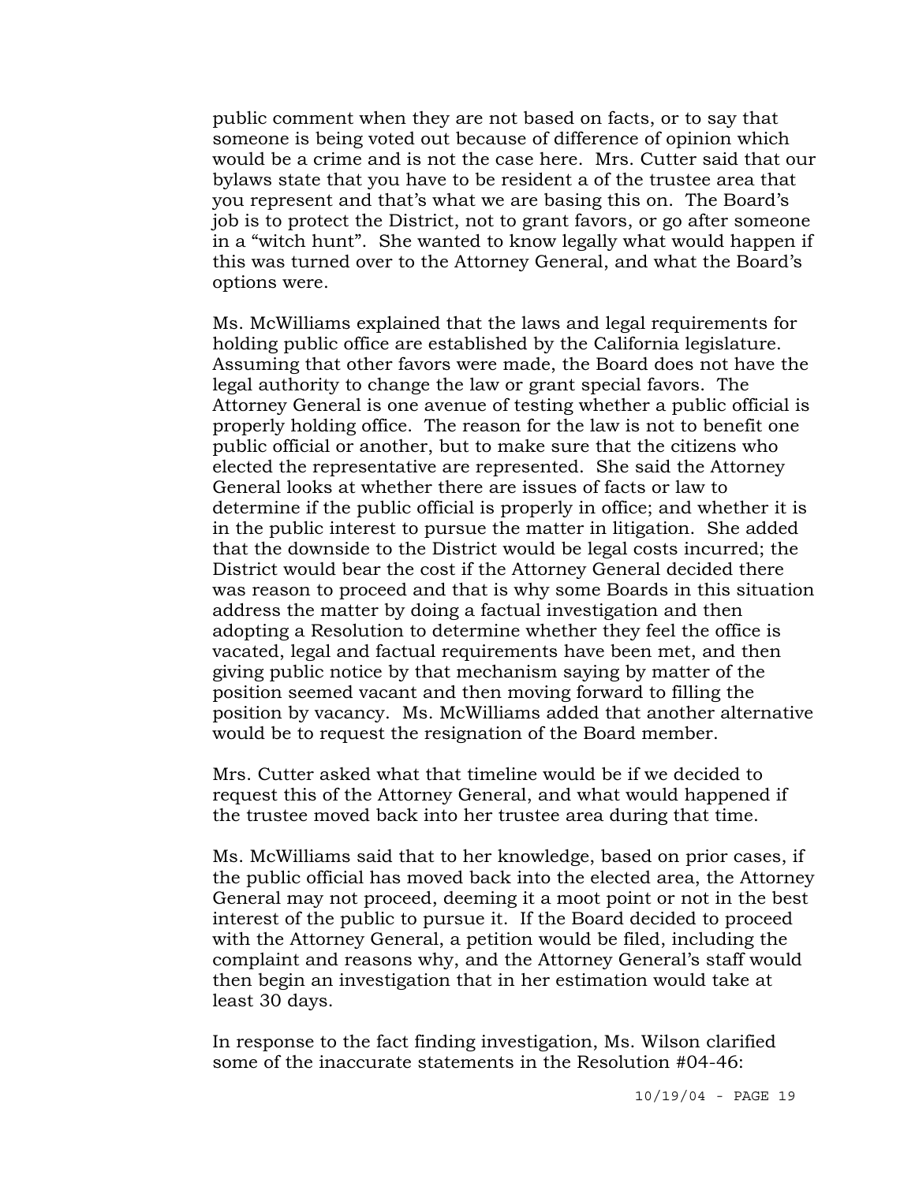public comment when they are not based on facts, or to say that someone is being voted out because of difference of opinion which would be a crime and is not the case here. Mrs. Cutter said that our bylaws state that you have to be resident a of the trustee area that you represent and that's what we are basing this on. The Board's job is to protect the District, not to grant favors, or go after someone in a "witch hunt". She wanted to know legally what would happen if this was turned over to the Attorney General, and what the Board's options were.

Ms. McWilliams explained that the laws and legal requirements for holding public office are established by the California legislature. Assuming that other favors were made, the Board does not have the legal authority to change the law or grant special favors. The Attorney General is one avenue of testing whether a public official is properly holding office. The reason for the law is not to benefit one public official or another, but to make sure that the citizens who elected the representative are represented. She said the Attorney General looks at whether there are issues of facts or law to determine if the public official is properly in office; and whether it is in the public interest to pursue the matter in litigation. She added that the downside to the District would be legal costs incurred; the District would bear the cost if the Attorney General decided there was reason to proceed and that is why some Boards in this situation address the matter by doing a factual investigation and then adopting a Resolution to determine whether they feel the office is vacated, legal and factual requirements have been met, and then giving public notice by that mechanism saying by matter of the position seemed vacant and then moving forward to filling the position by vacancy. Ms. McWilliams added that another alternative would be to request the resignation of the Board member.

Mrs. Cutter asked what that timeline would be if we decided to request this of the Attorney General, and what would happened if the trustee moved back into her trustee area during that time.

Ms. McWilliams said that to her knowledge, based on prior cases, if the public official has moved back into the elected area, the Attorney General may not proceed, deeming it a moot point or not in the best interest of the public to pursue it. If the Board decided to proceed with the Attorney General, a petition would be filed, including the complaint and reasons why, and the Attorney General's staff would then begin an investigation that in her estimation would take at least 30 days.

In response to the fact finding investigation, Ms. Wilson clarified some of the inaccurate statements in the Resolution #04-46: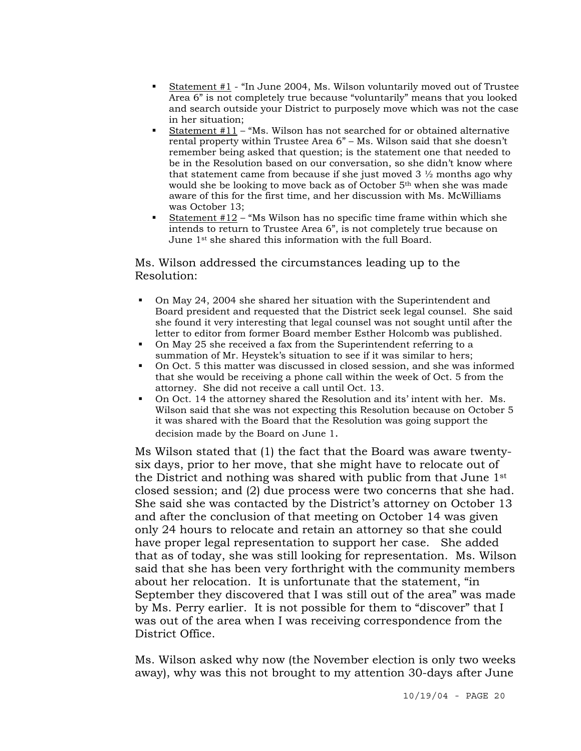- <u>Statement #1</u> - "In June 2004, Ms. Wilson voluntarily moved out of Trustee Area 6" is not completely true because "voluntarily" means that you looked and search outside your District to purposely move which was not the case in her situation;
- <u>Statement #11</u> – "Ms. Wilson has not searched for or obtained alternative rental property within Trustee Area 6" – Ms. Wilson said that she doesn't remember being asked that question; is the statement one that needed to be in the Resolution based on our conversation, so she didn't know where that statement came from because if she just moved 3 ½ months ago why would she be looking to move back as of October 5th when she was made aware of this for the first time, and her discussion with Ms. McWilliams was October 13;
- <u>Statement #12</u> – "Ms Wilson has no specific time frame within which she intends to return to Trustee Area 6", is not completely true because on June 1st she shared this information with the full Board.

Ms. Wilson addressed the circumstances leading up to the Resolution:

- On May 24, 2004 she shared her situation with the Superintendent and Board president and requested that the District seek legal counsel. She said she found it very interesting that legal counsel was not sought until after the letter to editor from former Board member Esther Holcomb was published.
- On May 25 she received a fax from the Superintendent referring to a summation of Mr. Heystek's situation to see if it was similar to hers;
- On Oct. 5 this matter was discussed in closed session, and she was informed that she would be receiving a phone call within the week of Oct. 5 from the attorney. She did not receive a call until Oct. 13.
- On Oct. 14 the attorney shared the Resolution and its' intent with her. Ms. Wilson said that she was not expecting this Resolution because on October 5 it was shared with the Board that the Resolution was going support the decision made by the Board on June 1.

Ms Wilson stated that (1) the fact that the Board was aware twenty-six days, prior to her move, that she might have to relocate out of the District and nothing was shared with public from that June 1st closed session; and (2) due process were two concerns that she had. She said she was contacted by the District's attorney on October 13 and after the conclusion of that meeting on October 14 was given only 24 hours to relocate and retain an attorney so that she could have proper legal representation to support her case. She added that as of today, she was still looking for representation. Ms. Wilson said that she has been very forthright with the community members about her relocation. It is unfortunate that the statement, "in September they discovered that I was still out of the area" was made by Ms. Perry earlier. It is not possible for them to "discover" that I was out of the area when I was receiving correspondence from the District Office.

Ms. Wilson asked why now (the November election is only two weeks away), why was this not brought to my attention 30-days after June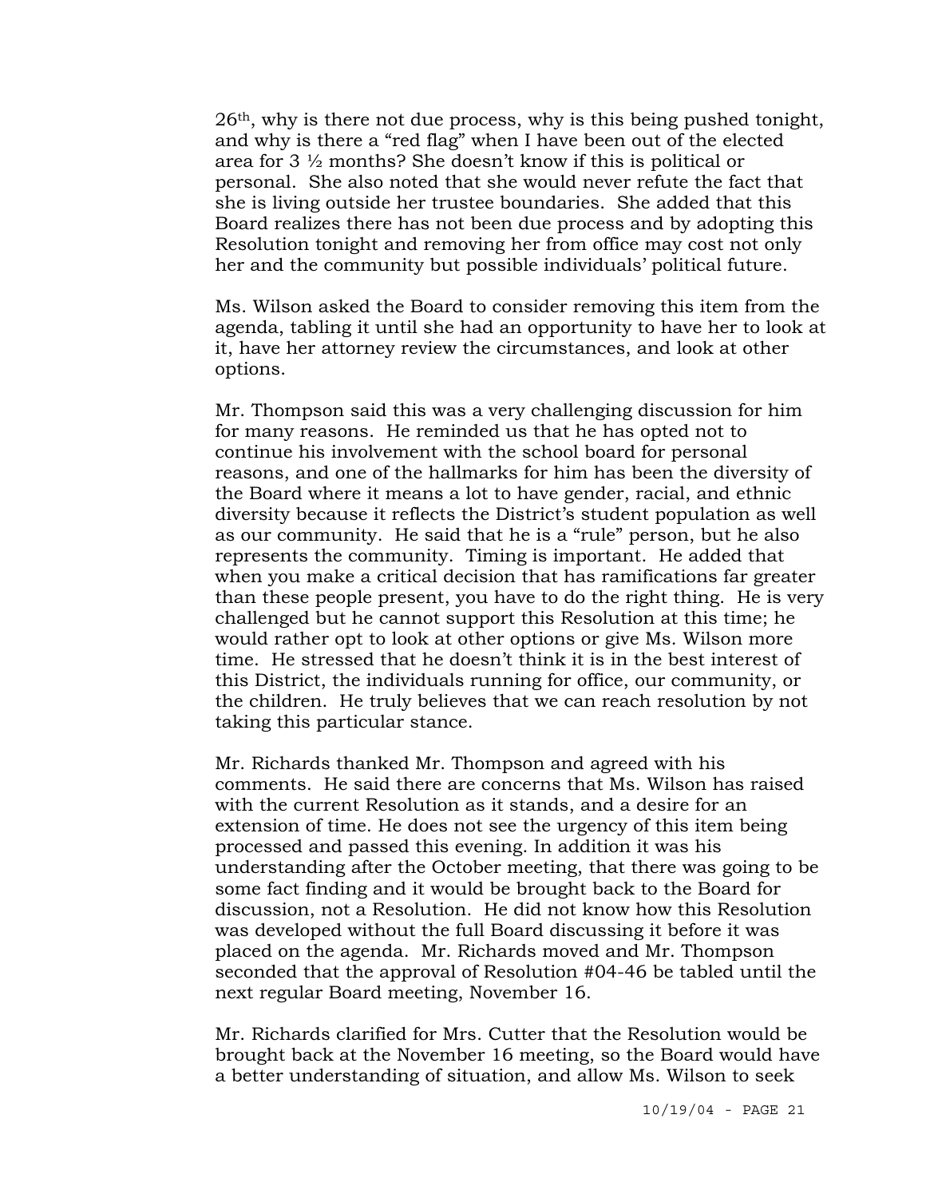26th, why is there not due process, why is this being pushed tonight, and why is there a "red flag" when I have been out of the elected area for 3 ½ months? She doesn't know if this is political or personal. She also noted that she would never refute the fact that she is living outside her trustee boundaries. She added that this Board realizes there has not been due process and by adopting this Resolution tonight and removing her from office may cost not only her and the community but possible individuals' political future.

Ms. Wilson asked the Board to consider removing this item from the agenda, tabling it until she had an opportunity to have her to look at it, have her attorney review the circumstances, and look at other options.

Mr. Thompson said this was a very challenging discussion for him for many reasons. He reminded us that he has opted not to continue his involvement with the school board for personal reasons, and one of the hallmarks for him has been the diversity of the Board where it means a lot to have gender, racial, and ethnic diversity because it reflects the District's student population as well as our community. He said that he is a "rule" person, but he also represents the community. Timing is important. He added that when you make a critical decision that has ramifications far greater than these people present, you have to do the right thing. He is very challenged but he cannot support this Resolution at this time; he would rather opt to look at other options or give Ms. Wilson more time. He stressed that he doesn't think it is in the best interest of this District, the individuals running for office, our community, or the children. He truly believes that we can reach resolution by not taking this particular stance.

Mr. Richards thanked Mr. Thompson and agreed with his comments. He said there are concerns that Ms. Wilson has raised with the current Resolution as it stands, and a desire for an extension of time. He does not see the urgency of this item being processed and passed this evening. In addition it was his understanding after the October meeting, that there was going to be some fact finding and it would be brought back to the Board for discussion, not a Resolution. He did not know how this Resolution was developed without the full Board discussing it before it was placed on the agenda. Mr. Richards moved and Mr. Thompson seconded that the approval of Resolution #04-46 be tabled until the next regular Board meeting, November 16.

Mr. Richards clarified for Mrs. Cutter that the Resolution would be brought back at the November 16 meeting, so the Board would have a better understanding of situation, and allow Ms. Wilson to seek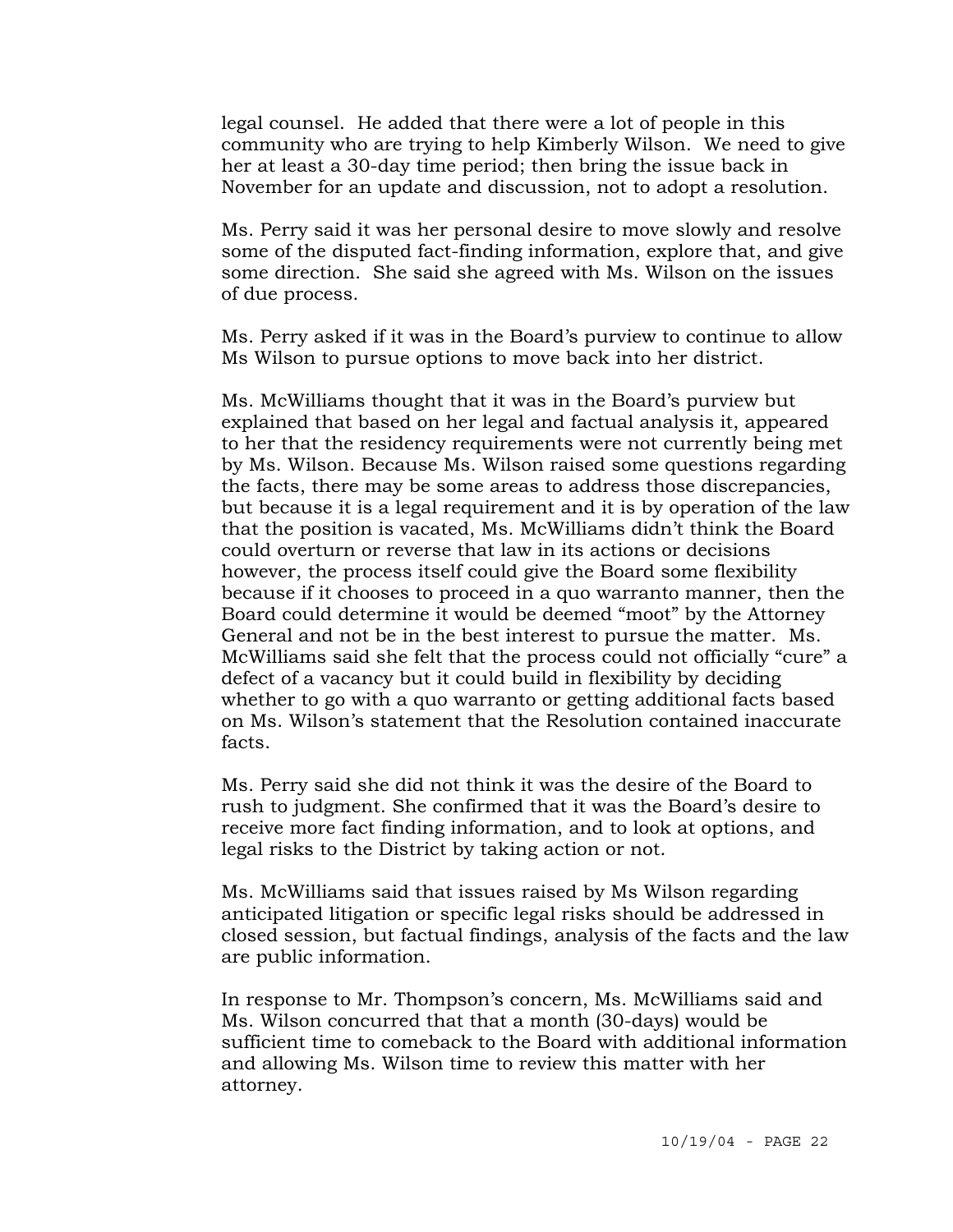legal counsel. He added that there were a lot of people in this community who are trying to help Kimberly Wilson. We need to give her at least a 30-day time period; then bring the issue back in November for an update and discussion, not to adopt a resolution.

Ms. Perry said it was her personal desire to move slowly and resolve some of the disputed fact-finding information, explore that, and give some direction. She said she agreed with Ms. Wilson on the issues of due process.

Ms. Perry asked if it was in the Board's purview to continue to allow Ms Wilson to pursue options to move back into her district.

Ms. McWilliams thought that it was in the Board's purview but explained that based on her legal and factual analysis it, appeared to her that the residency requirements were not currently being met by Ms. Wilson. Because Ms. Wilson raised some questions regarding the facts, there may be some areas to address those discrepancies, but because it is a legal requirement and it is by operation of the law that the position is vacated, Ms. McWilliams didn't think the Board could overturn or reverse that law in its actions or decisions however, the process itself could give the Board some flexibility because if it chooses to proceed in a quo warranto manner, then the Board could determine it would be deemed "moot" by the Attorney General and not be in the best interest to pursue the matter. Ms. McWilliams said she felt that the process could not officially "cure" a defect of a vacancy but it could build in flexibility by deciding whether to go with a quo warranto or getting additional facts based on Ms. Wilson's statement that the Resolution contained inaccurate facts.

Ms. Perry said she did not think it was the desire of the Board to rush to judgment. She confirmed that it was the Board's desire to receive more fact finding information, and to look at options, and legal risks to the District by taking action or not.

Ms. McWilliams said that issues raised by Ms Wilson regarding anticipated litigation or specific legal risks should be addressed in closed session, but factual findings, analysis of the facts and the law are public information.

In response to Mr. Thompson's concern, Ms. McWilliams said and Ms. Wilson concurred that that a month (30-days) would be sufficient time to comeback to the Board with additional information and allowing Ms. Wilson time to review this matter with her attorney.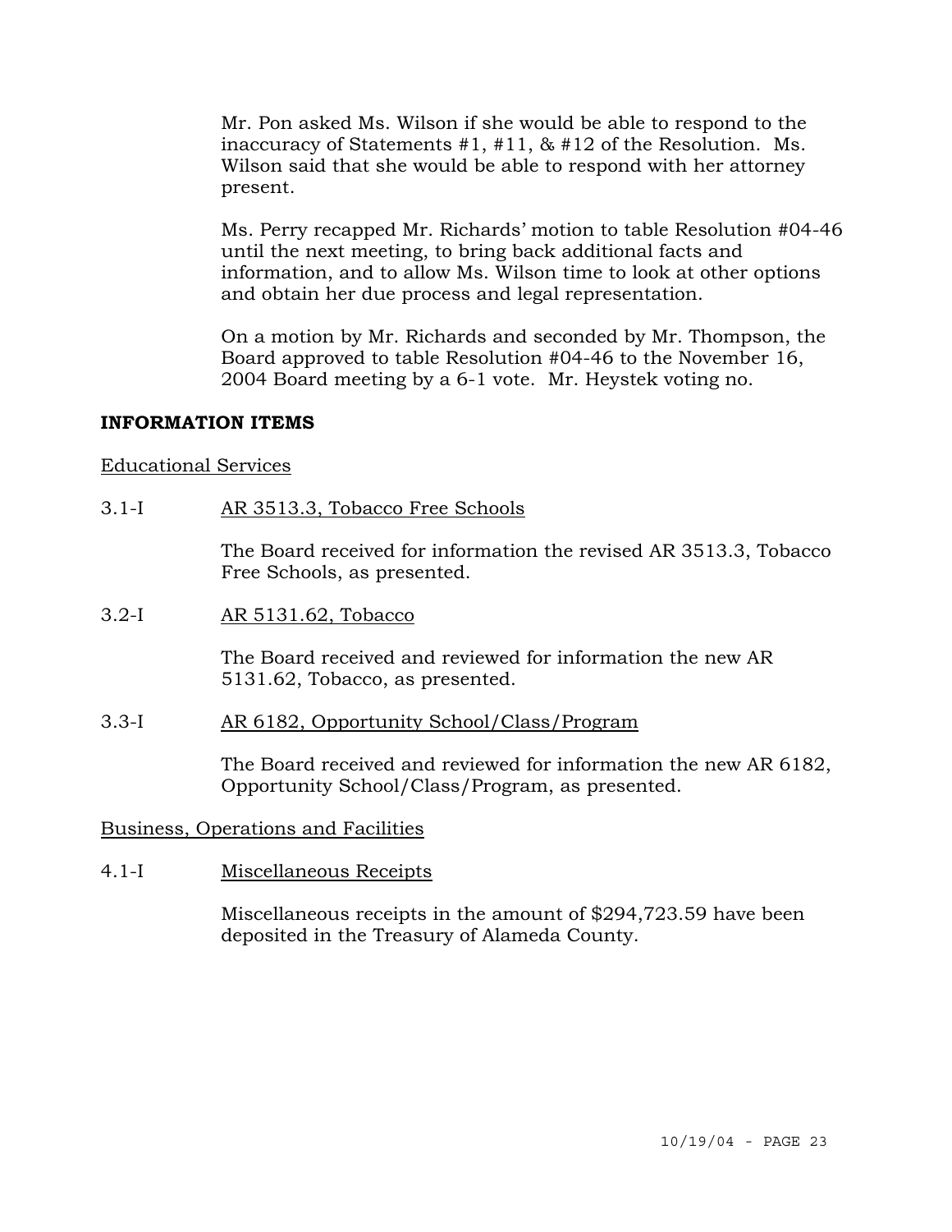Mr. Pon asked Ms. Wilson if she would be able to respond to the inaccuracy of Statements #1, #11, & #12 of the Resolution. Ms. Wilson said that she would be able to respond with her attorney present.

Ms. Perry recapped Mr. Richards' motion to table Resolution #04-46 until the next meeting, to bring back additional facts and information, and to allow Ms. Wilson time to look at other options and obtain her due process and legal representation.

On a motion by Mr. Richards and seconded by Mr. Thompson, the Board approved to table Resolution #04-46 to the November 16, 2004 Board meeting by a 6-1 vote. Mr. Heystek voting no.

## INFORMATION ITEMS

Educational Services

3.1-I AR 3513.3, Tobacco Free Schools

The Board received for information the revised AR 3513.3, Tobacco Free Schools, as presented.

3.2-I AR 5131.62, Tobacco

The Board received and reviewed for information the new AR 5131.62, Tobacco, as presented.

3.3-I AR 6182, Opportunity School/Class/Program

The Board received and reviewed for information the new AR 6182, Opportunity School/Class/Program, as presented.

Business, Operations and Facilities

4.1-I Miscellaneous Receipts

Miscellaneous receipts in the amount of $294,723.59 have been deposited in the Treasury of Alameda County.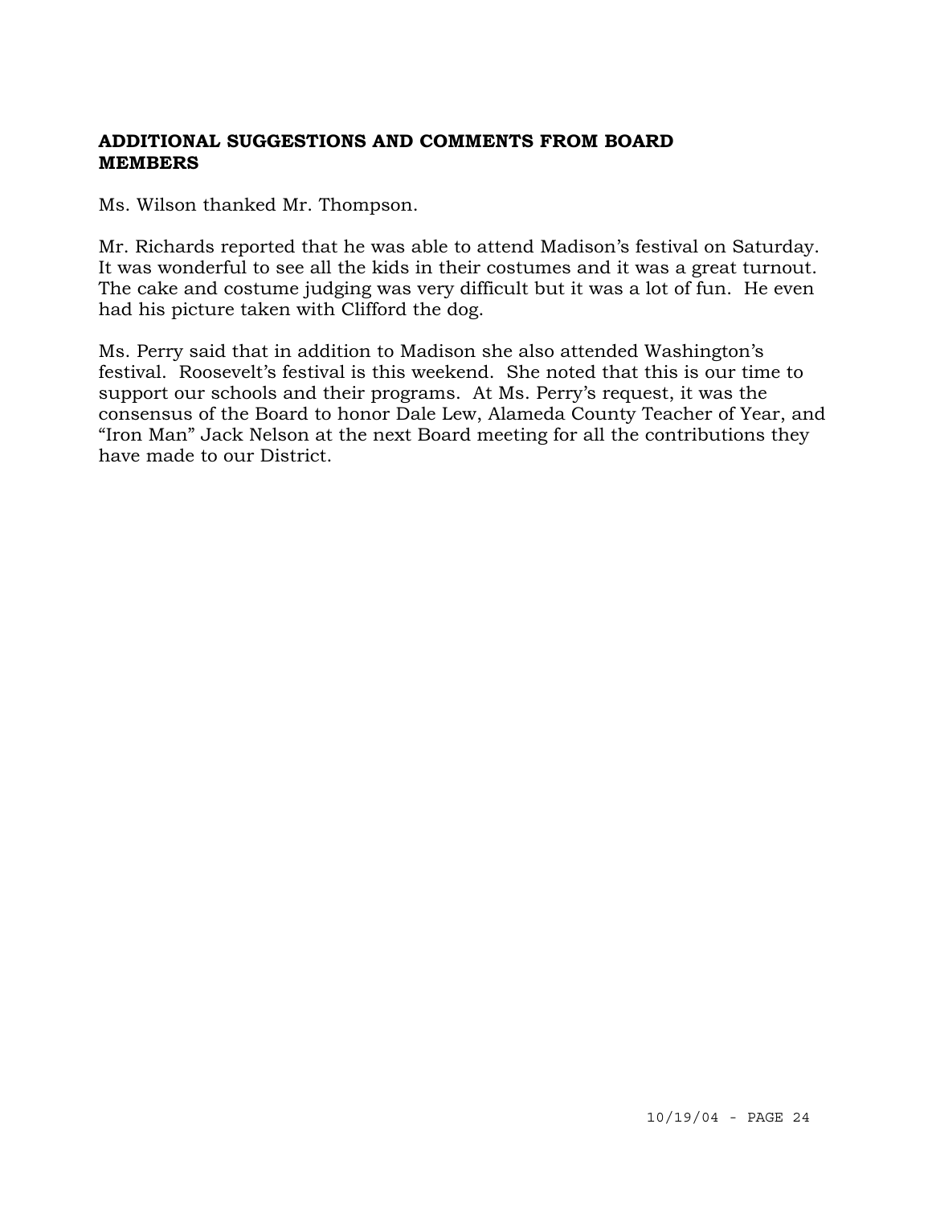## ADDITIONAL SUGGESTIONS AND COMMENTS FROM BOARD MEMBERS

Ms. Wilson thanked Mr. Thompson.

Mr. Richards reported that he was able to attend Madison's festival on Saturday. It was wonderful to see all the kids in their costumes and it was a great turnout. The cake and costume judging was very difficult but it was a lot of fun. He even had his picture taken with Clifford the dog.

Ms. Perry said that in addition to Madison she also attended Washington's festival. Roosevelt's festival is this weekend. She noted that this is our time to support our schools and their programs. At Ms. Perry's request, it was the consensus of the Board to honor Dale Lew, Alameda County Teacher of Year, and "Iron Man" Jack Nelson at the next Board meeting for all the contributions they have made to our District.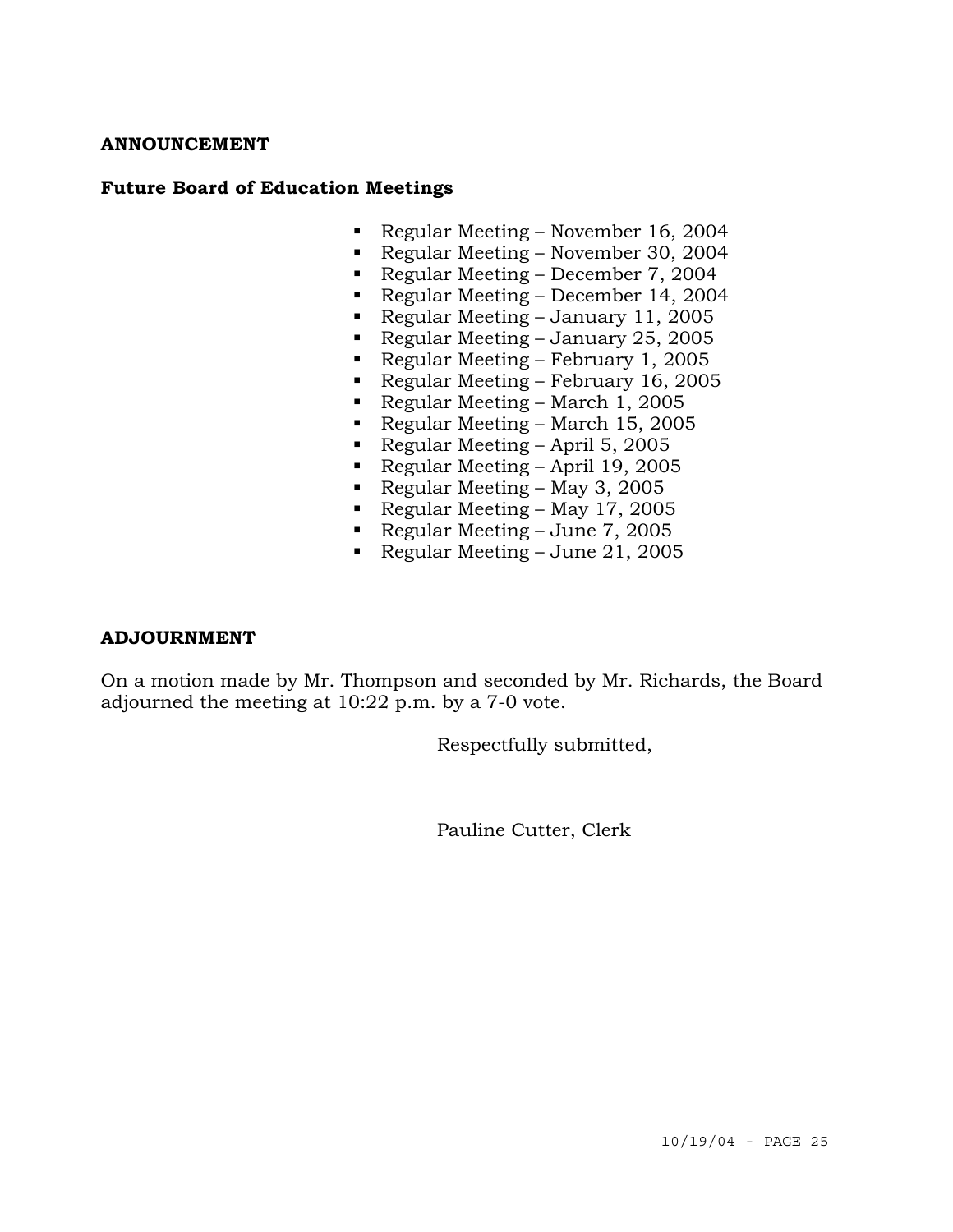## ANNOUNCEMENT

### Future Board of Education Meetings

- Regular Meeting – November 16, 2004
- Regular Meeting – November 30, 2004
- Regular Meeting – December 7, 2004
- Regular Meeting – December 14, 2004
- Regular Meeting – January 11, 2005
- Regular Meeting – January 25, 2005
- Regular Meeting – February 1, 2005
- Regular Meeting – February 16, 2005
- Regular Meeting – March 1, 2005
- Regular Meeting – March 15, 2005
- Regular Meeting – April 5, 2005
- Regular Meeting – April 19, 2005
- Regular Meeting – May 3, 2005
- Regular Meeting – May 17, 2005
- Regular Meeting – June 7, 2005
- Regular Meeting – June 21, 2005

## ADJOURNMENT

On a motion made by Mr. Thompson and seconded by Mr. Richards, the Board adjourned the meeting at 10:22 p.m. by a 7-0 vote.

Respectfully submitted,

Pauline Cutter, Clerk